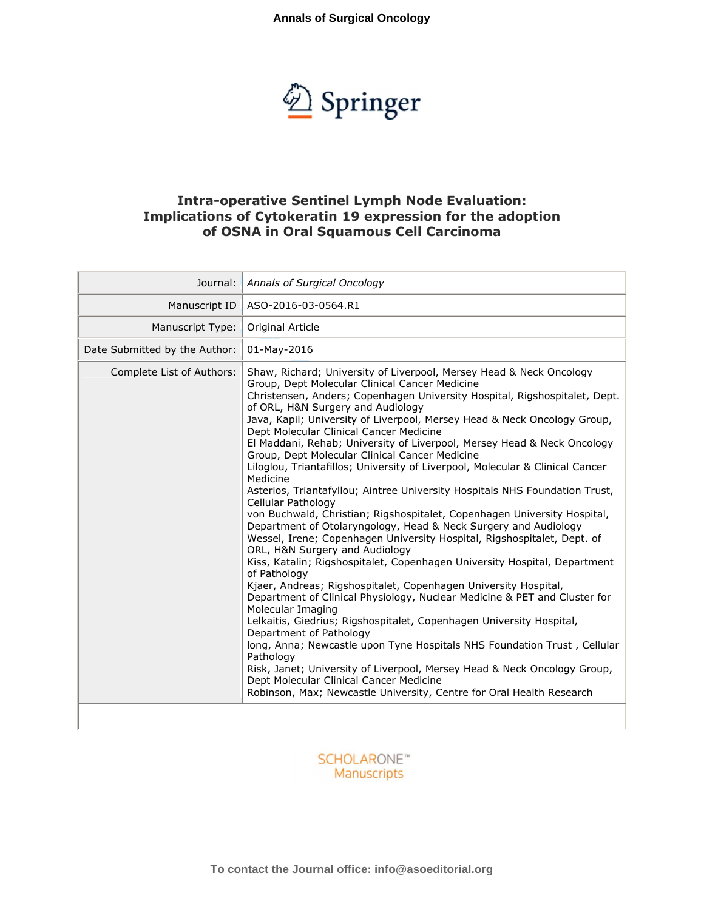Annals of Surgical Oncology

Springer

# Intra-operative Sentinel Lymph Node Evaluation: Implications of Cytokeratin 19 expression for the adoption of OSNA in Oral Squamous Cell Carcinoma

| | |
|---|---|
| Journal: | *Annals of Surgical Oncology* |
| Manuscript ID | ASO-2016-03-0564.R1 |
| Manuscript Type: | Original Article |
| Date Submitted by the Author: | 01-May-2016 |
| Complete List of Authors: | Shaw, Richard; University of Liverpool, Mersey Head & Neck Oncology Group, Dept Molecular Clinical Cancer Medicine<br>Christensen, Anders; Copenhagen University Hospital, Rigshospitalet, Dept. of ORL, H&N Surgery and Audiology<br>Java, Kapil; University of Liverpool, Mersey Head & Neck Oncology Group, Dept Molecular Clinical Cancer Medicine<br>El Maddani, Rehab; University of Liverpool, Mersey Head & Neck Oncology Group, Dept Molecular Clinical Cancer Medicine<br>Liloglou, Triantafillos; University of Liverpool, Molecular & Clinical Cancer Medicine<br>Asterios, Triantafyllou; Aintree University Hospitals NHS Foundation Trust, Cellular Pathology<br>von Buchwald, Christian; Rigshospitalet, Copenhagen University Hospital, Department of Otolaryngology, Head & Neck Surgery and Audiology<br>Wessel, Irene; Copenhagen University Hospital, Rigshospitalet, Dept. of ORL, H&N Surgery and Audiology<br>Kiss, Katalin; Rigshospitalet, Copenhagen University Hospital, Department of Pathology<br>Kjaer, Andreas; Rigshospitalet, Copenhagen University Hospital, Department of Clinical Physiology, Nuclear Medicine & PET and Cluster for Molecular Imaging<br>Lelkaitis, Giedrius; Rigshospitalet, Copenhagen University Hospital, Department of Pathology<br>long, Anna; Newcastle upon Tyne Hospitals NHS Foundation Trust , Cellular Pathology<br>Risk, Janet; University of Liverpool, Mersey Head & Neck Oncology Group, Dept Molecular Clinical Cancer Medicine<br>Robinson, Max; Newcastle University, Centre for Oral Health Research |

SCHOLARONE™ Manuscripts

To contact the Journal office: info@asoeditorial.org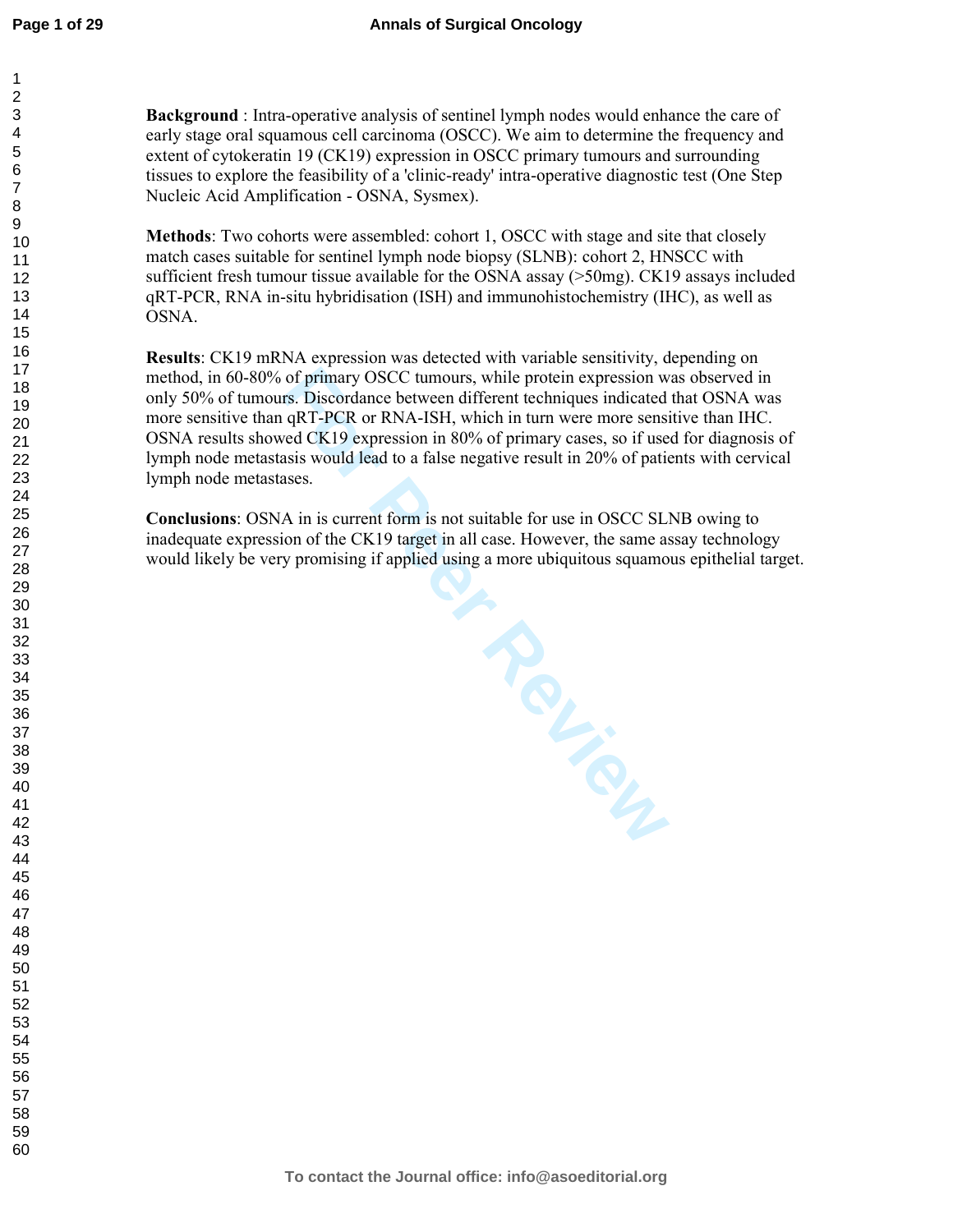**Background** : Intra-operative analysis of sentinel lymph nodes would enhance the care of early stage oral squamous cell carcinoma (OSCC). We aim to determine the frequency and extent of cytokeratin 19 (CK19) expression in OSCC primary tumours and surrounding tissues to explore the feasibility of a 'clinic-ready' intra-operative diagnostic test (One Step Nucleic Acid Amplification - OSNA, Sysmex).

**Methods**: Two cohorts were assembled: cohort 1, OSCC with stage and site that closely match cases suitable for sentinel lymph node biopsy (SLNB): cohort 2, HNSCC with sufficient fresh tumour tissue available for the OSNA assay (>50mg). CK19 assays included qRT-PCR, RNA in-situ hybridisation (ISH) and immunohistochemistry (IHC), as well as OSNA.

**Results**: CK19 mRNA expression was detected with variable sensitivity, depending on method, in 60-80% of primary OSCC tumours, while protein expression was observed in only 50% of tumours. Discordance between different techniques indicated that OSNA was more sensitive than qRT-PCR or RNA-ISH, which in turn were more sensitive than IHC. OSNA results showed CK19 expression in 80% of primary cases, so if used for diagnosis of lymph node metastasis would lead to a false negative result in 20% of patients with cervical lymph node metastases.

**Conclusions**: OSNA in is current form is not suitable for use in OSCC SLNB owing to inadequate expression of the CK19 target in all case. However, the same assay technology would likely be very promising if applied using a more ubiquitous squamous epithelial target.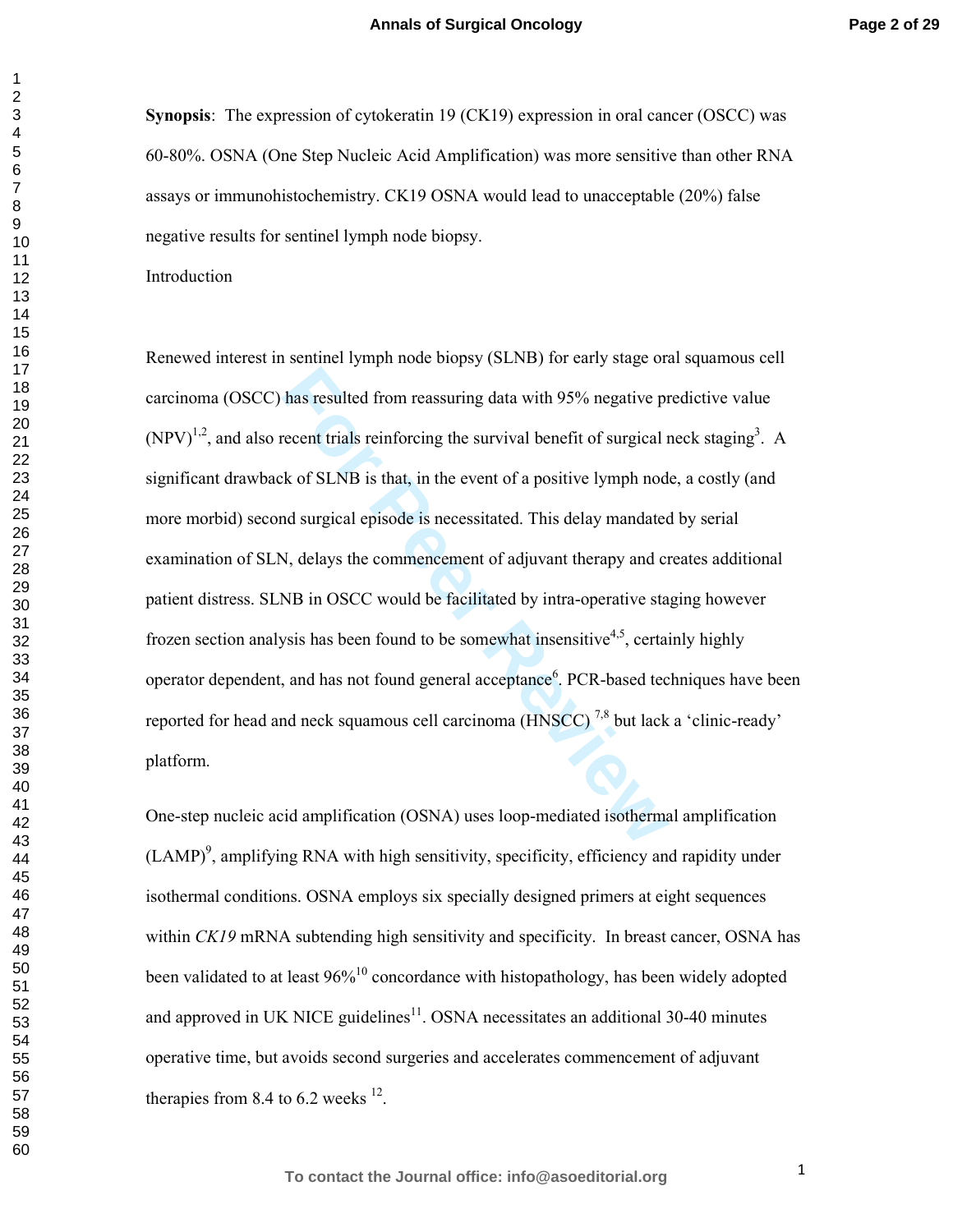**Synopsis**: The expression of cytokeratin 19 (CK19) expression in oral cancer (OSCC) was 60-80%. OSNA (One Step Nucleic Acid Amplification) was more sensitive than other RNA assays or immunohistochemistry. CK19 OSNA would lead to unacceptable (20%) false negative results for sentinel lymph node biopsy.

## Introduction

Renewed interest in sentinel lymph node biopsy (SLNB) for early stage oral squamous cell carcinoma (OSCC) has resulted from reassuring data with 95% negative predictive value (NPV)[1,2], and also recent trials reinforcing the survival benefit of surgical neck staging[3]. A significant drawback of SLNB is that, in the event of a positive lymph node, a costly (and more morbid) second surgical episode is necessitated. This delay mandated by serial examination of SLN, delays the commencement of adjuvant therapy and creates additional patient distress. SLNB in OSCC would be facilitated by intra-operative staging however frozen section analysis has been found to be somewhat insensitive[4,5], certainly highly operator dependent, and has not found general acceptance[6]. PCR-based techniques have been reported for head and neck squamous cell carcinoma (HNSCC) [7,8] but lack a 'clinic-ready' platform.

One-step nucleic acid amplification (OSNA) uses loop-mediated isothermal amplification (LAMP)[9], amplifying RNA with high sensitivity, specificity, efficiency and rapidity under isothermal conditions. OSNA employs six specially designed primers at eight sequences within *CK19* mRNA subtending high sensitivity and specificity. In breast cancer, OSNA has been validated to at least 96%[10] concordance with histopathology, has been widely adopted and approved in UK NICE guidelines[11]. OSNA necessitates an additional 30-40 minutes operative time, but avoids second surgeries and accelerates commencement of adjuvant therapies from 8.4 to 6.2 weeks [12].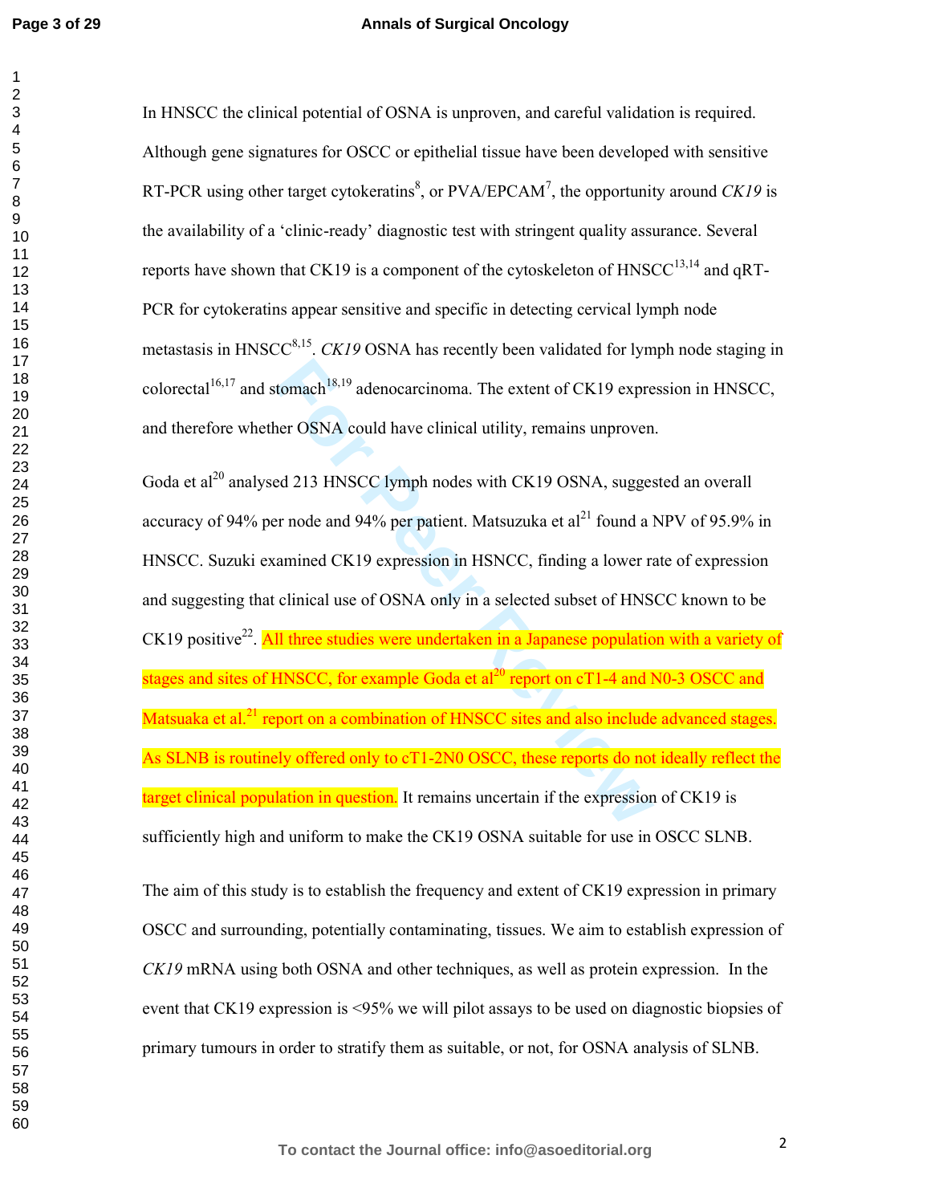In HNSCC the clinical potential of OSNA is unproven, and careful validation is required. Although gene signatures for OSCC or epithelial tissue have been developed with sensitive RT-PCR using other target cytokeratins[8], or PVA/EPCAM[7], the opportunity around *CK19* is the availability of a 'clinic-ready' diagnostic test with stringent quality assurance. Several reports have shown that CK19 is a component of the cytoskeleton of HNSCC[13,14] and qRT-PCR for cytokeratins appear sensitive and specific in detecting cervical lymph node metastasis in HNSCC[8,15]. *CK19* OSNA has recently been validated for lymph node staging in colorectal[16,17] and stomach[18,19] adenocarcinoma. The extent of CK19 expression in HNSCC, and therefore whether OSNA could have clinical utility, remains unproven.

Goda et al[20] analysed 213 HNSCC lymph nodes with CK19 OSNA, suggested an overall accuracy of 94% per node and 94% per patient. Matsuzuka et al[21] found a NPV of 95.9% in HNSCC. Suzuki examined CK19 expression in HSNCC, finding a lower rate of expression and suggesting that clinical use of OSNA only in a selected subset of HNSCC known to be CK19 positive[22]. All three studies were undertaken in a Japanese population with a variety of stages and sites of HNSCC, for example Goda et al[20] report on cT1-4 and N0-3 OSCC and Matsuaka et al.[21] report on a combination of HNSCC sites and also include advanced stages. As SLNB is routinely offered only to cT1-2N0 OSCC, these reports do not ideally reflect the target clinical population in question. It remains uncertain if the expression of CK19 is sufficiently high and uniform to make the CK19 OSNA suitable for use in OSCC SLNB.

The aim of this study is to establish the frequency and extent of CK19 expression in primary OSCC and surrounding, potentially contaminating, tissues. We aim to establish expression of *CK19* mRNA using both OSNA and other techniques, as well as protein expression. In the event that CK19 expression is <95% we will pilot assays to be used on diagnostic biopsies of primary tumours in order to stratify them as suitable, or not, for OSNA analysis of SLNB.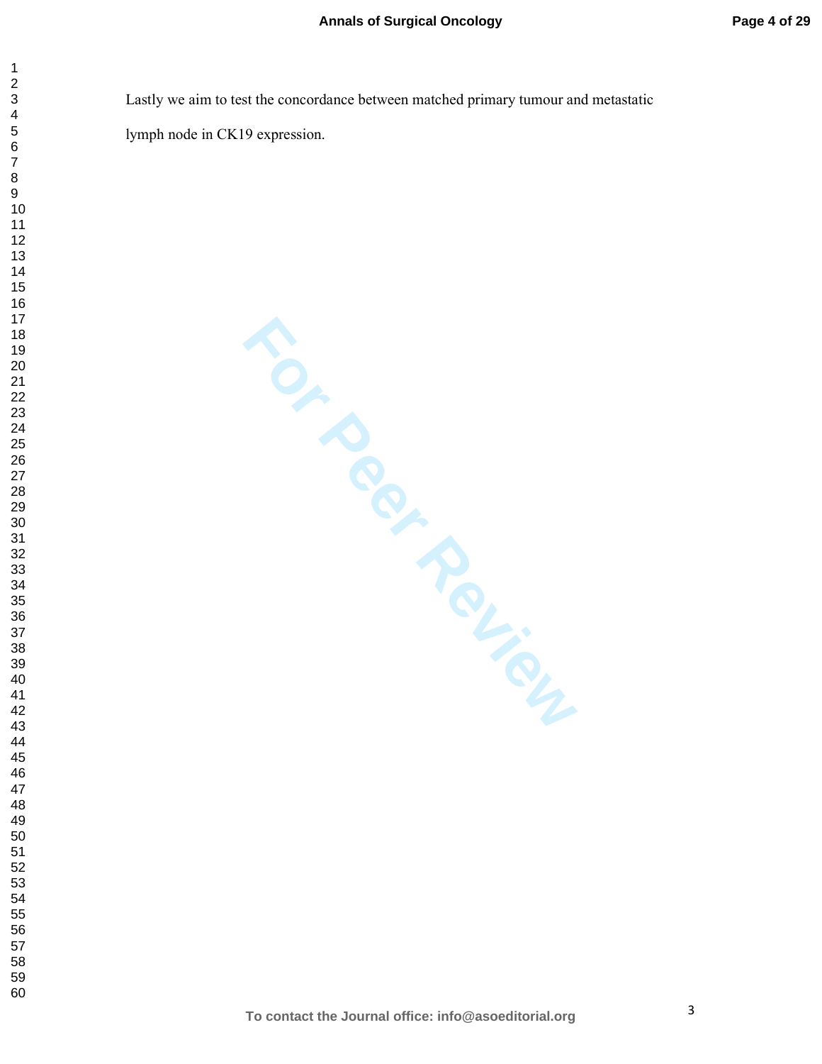Lastly we aim to test the concordance between matched primary tumour and metastatic lymph node in CK19 expression.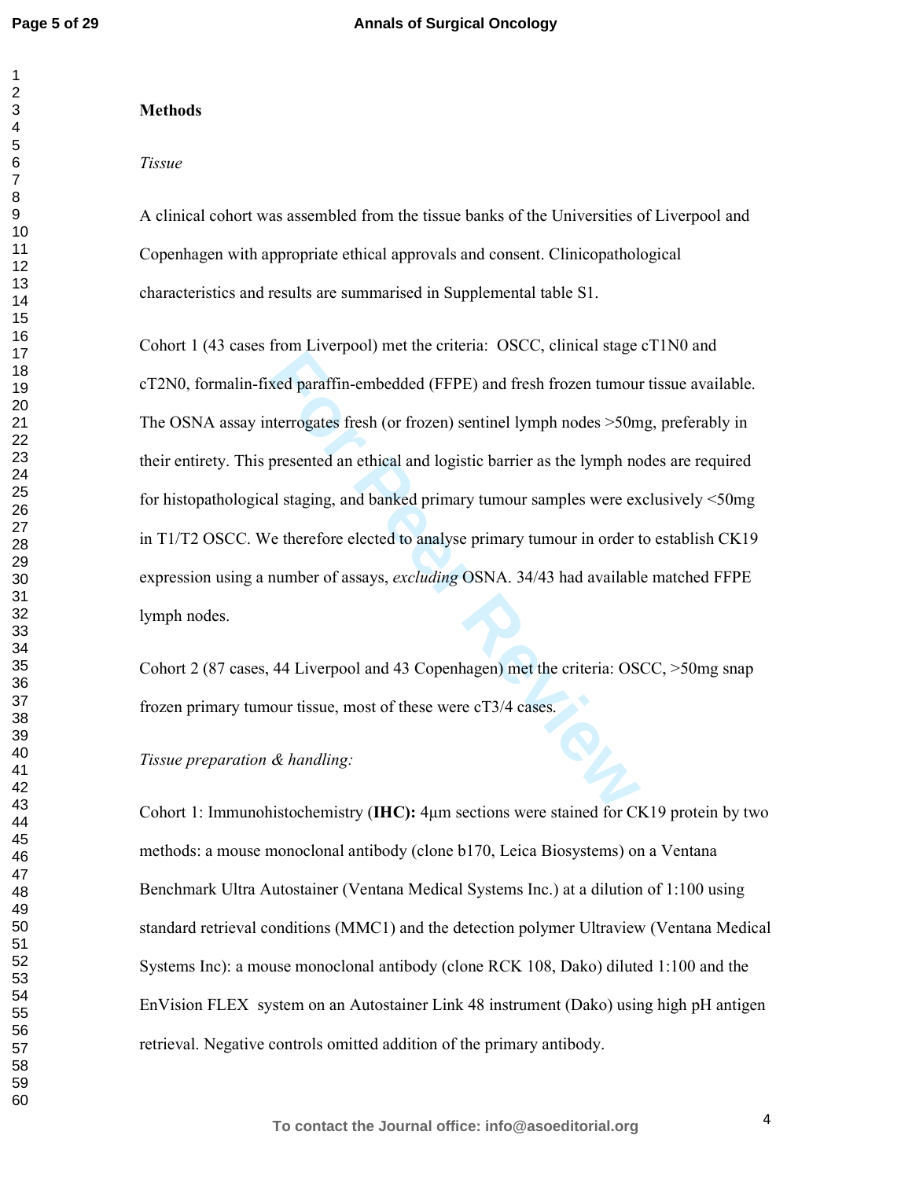## Methods

*Tissue*

A clinical cohort was assembled from the tissue banks of the Universities of Liverpool and Copenhagen with appropriate ethical approvals and consent. Clinicopathological characteristics and results are summarised in Supplemental table S1.

Cohort 1 (43 cases from Liverpool) met the criteria: OSCC, clinical stage cT1N0 and cT2N0, formalin-fixed paraffin-embedded (FFPE) and fresh frozen tumour tissue available. The OSNA assay interrogates fresh (or frozen) sentinel lymph nodes >50mg, preferably in their entirety. This presented an ethical and logistic barrier as the lymph nodes are required for histopathological staging, and banked primary tumour samples were exclusively <50mg in T1/T2 OSCC. We therefore elected to analyse primary tumour in order to establish CK19 expression using a number of assays, *excluding* OSNA. 34/43 had available matched FFPE lymph nodes.

Cohort 2 (87 cases, 44 Liverpool and 43 Copenhagen) met the criteria: OSCC, >50mg snap frozen primary tumour tissue, most of these were cT3/4 cases.

*Tissue preparation & handling:*

Cohort 1: Immunohistochemistry (**IHC**)**:** 4µm sections were stained for CK19 protein by two methods: a mouse monoclonal antibody (clone b170, Leica Biosystems) on a Ventana Benchmark Ultra Autostainer (Ventana Medical Systems Inc.) at a dilution of 1:100 using standard retrieval conditions (MMC1) and the detection polymer Ultraview (Ventana Medical Systems Inc): a mouse monoclonal antibody (clone RCK 108, Dako) diluted 1:100 and the EnVision FLEX system on an Autostainer Link 48 instrument (Dako) using high pH antigen retrieval. Negative controls omitted addition of the primary antibody.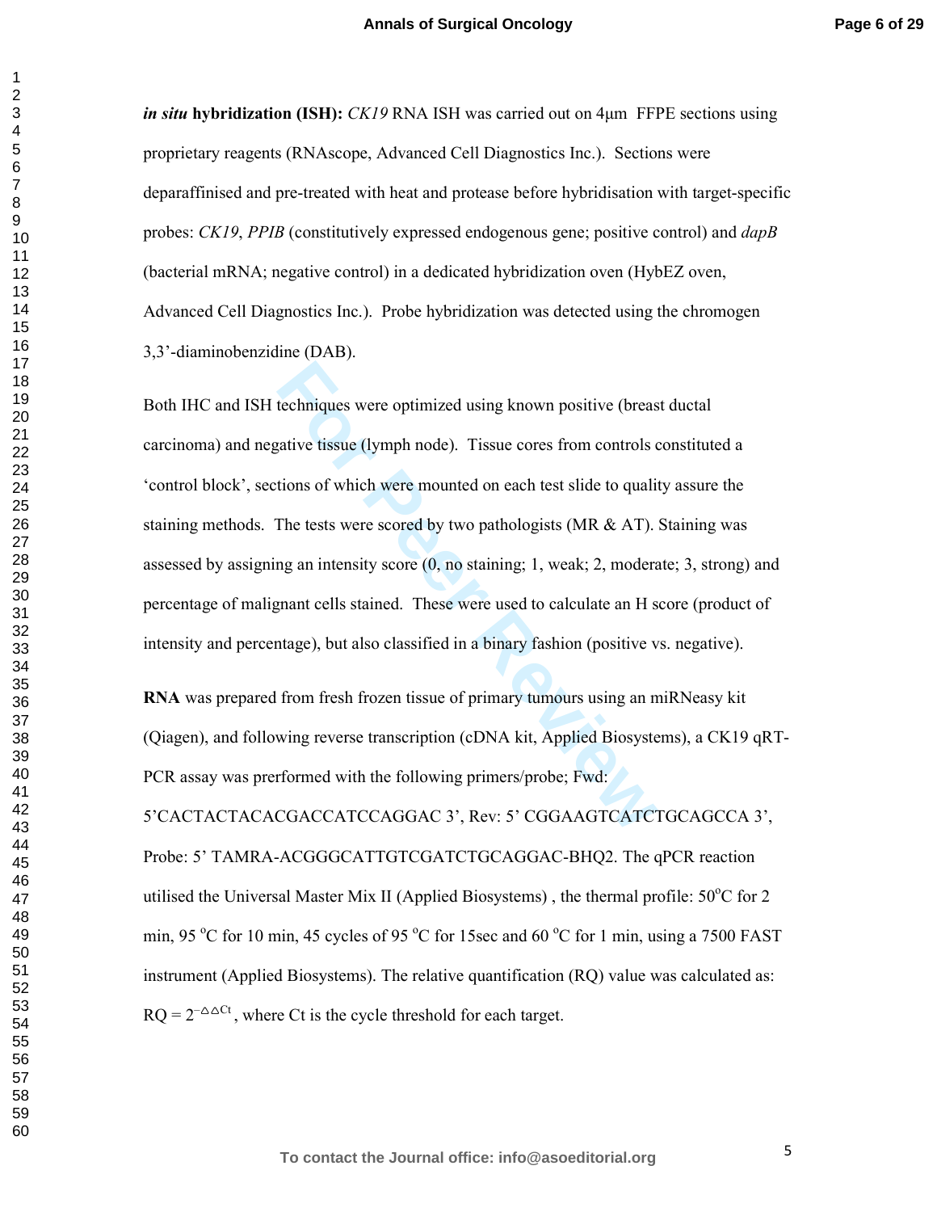***in situ* hybridization (ISH):** *CK19* RNA ISH was carried out on 4μm FFPE sections using proprietary reagents (RNAscope, Advanced Cell Diagnostics Inc.). Sections were deparaffinised and pre-treated with heat and protease before hybridisation with target-specific probes: *CK19*, *PPIB* (constitutively expressed endogenous gene; positive control) and *dapB* (bacterial mRNA; negative control) in a dedicated hybridization oven (HybEZ oven, Advanced Cell Diagnostics Inc.). Probe hybridization was detected using the chromogen 3,3'-diaminobenzidine (DAB).

Both IHC and ISH techniques were optimized using known positive (breast ductal carcinoma) and negative tissue (lymph node). Tissue cores from controls constituted a 'control block', sections of which were mounted on each test slide to quality assure the staining methods. The tests were scored by two pathologists (MR & AT). Staining was assessed by assigning an intensity score (0, no staining; 1, weak; 2, moderate; 3, strong) and percentage of malignant cells stained. These were used to calculate an H score (product of intensity and percentage), but also classified in a binary fashion (positive vs. negative).

**RNA** was prepared from fresh frozen tissue of primary tumours using an miRNeasy kit (Qiagen), and following reverse transcription (cDNA kit, Applied Biosystems), a CK19 qRT-PCR assay was prerformed with the following primers/probe; Fwd: 5'CACTACTACACGACCATCCAGGAC 3', Rev: 5' CGGAAGTCATCTGCAGCCA 3', Probe: 5' TAMRA-ACGGGCATTGTCGATCTGCAGGAC-BHQ2. The qPCR reaction utilised the Universal Master Mix II (Applied Biosystems) , the thermal profile: 50°C for 2 min, 95 °C for 10 min, 45 cycles of 95 °C for 15sec and 60 °C for 1 min, using a 7500 FAST instrument (Applied Biosystems). The relative quantification (RQ) value was calculated as: $RQ = 2^{-\Delta\Delta Ct}$, where Ct is the cycle threshold for each target.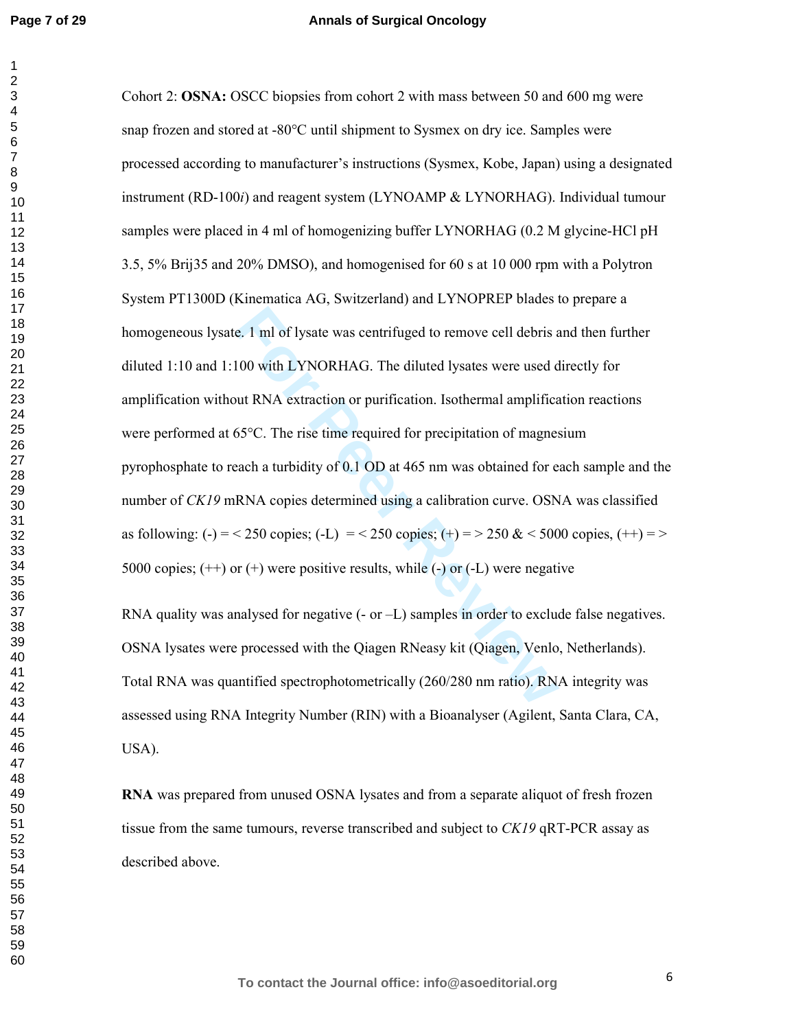Cohort 2: **OSNA:** OSCC biopsies from cohort 2 with mass between 50 and 600 mg were snap frozen and stored at -80°C until shipment to Sysmex on dry ice. Samples were processed according to manufacturer's instructions (Sysmex, Kobe, Japan) using a designated instrument (RD-100*i*) and reagent system (LYNOAMP & LYNORHAG). Individual tumour samples were placed in 4 ml of homogenizing buffer LYNORHAG (0.2 M glycine-HCl pH 3.5, 5% Brij35 and 20% DMSO), and homogenised for 60 s at 10 000 rpm with a Polytron System PT1300D (Kinematica AG, Switzerland) and LYNOPREP blades to prepare a homogeneous lysate. 1 ml of lysate was centrifuged to remove cell debris and then further diluted 1:10 and 1:100 with LYNORHAG. The diluted lysates were used directly for amplification without RNA extraction or purification. Isothermal amplification reactions were performed at 65°C. The rise time required for precipitation of magnesium pyrophosphate to reach a turbidity of 0.1 OD at 465 nm was obtained for each sample and the number of *CK19* mRNA copies determined using a calibration curve. OSNA was classified as following: (-) = < 250 copies; (-L) = < 250 copies; (+) = > 250 & < 5000 copies, (++) = > 5000 copies; (++) or (+) were positive results, while (-) or (-L) were negative

RNA quality was analysed for negative (- or –L) samples in order to exclude false negatives. OSNA lysates were processed with the Qiagen RNeasy kit (Qiagen, Venlo, Netherlands). Total RNA was quantified spectrophotometrically (260/280 nm ratio). RNA integrity was assessed using RNA Integrity Number (RIN) with a Bioanalyser (Agilent, Santa Clara, CA, USA).

**RNA** was prepared from unused OSNA lysates and from a separate aliquot of fresh frozen tissue from the same tumours, reverse transcribed and subject to *CK19* qRT-PCR assay as described above.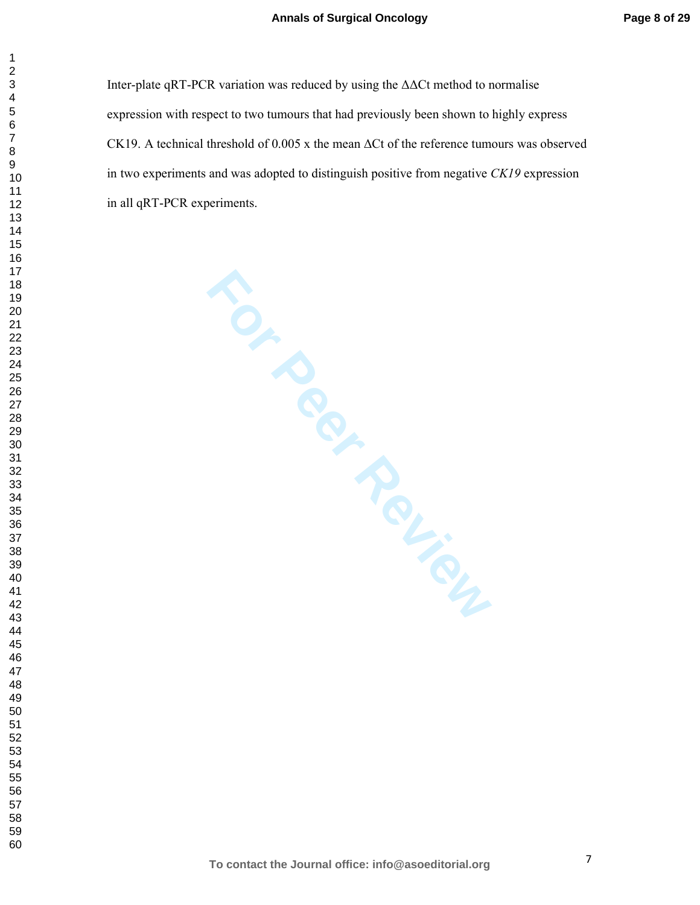Inter-plate qRT-PCR variation was reduced by using the $\Delta\Delta$Ct method to normalise expression with respect to two tumours that had previously been shown to highly express CK19. A technical threshold of 0.005 x the mean $\Delta$Ct of the reference tumours was observed in two experiments and was adopted to distinguish positive from negative *CK19* expression in all qRT-PCR experiments.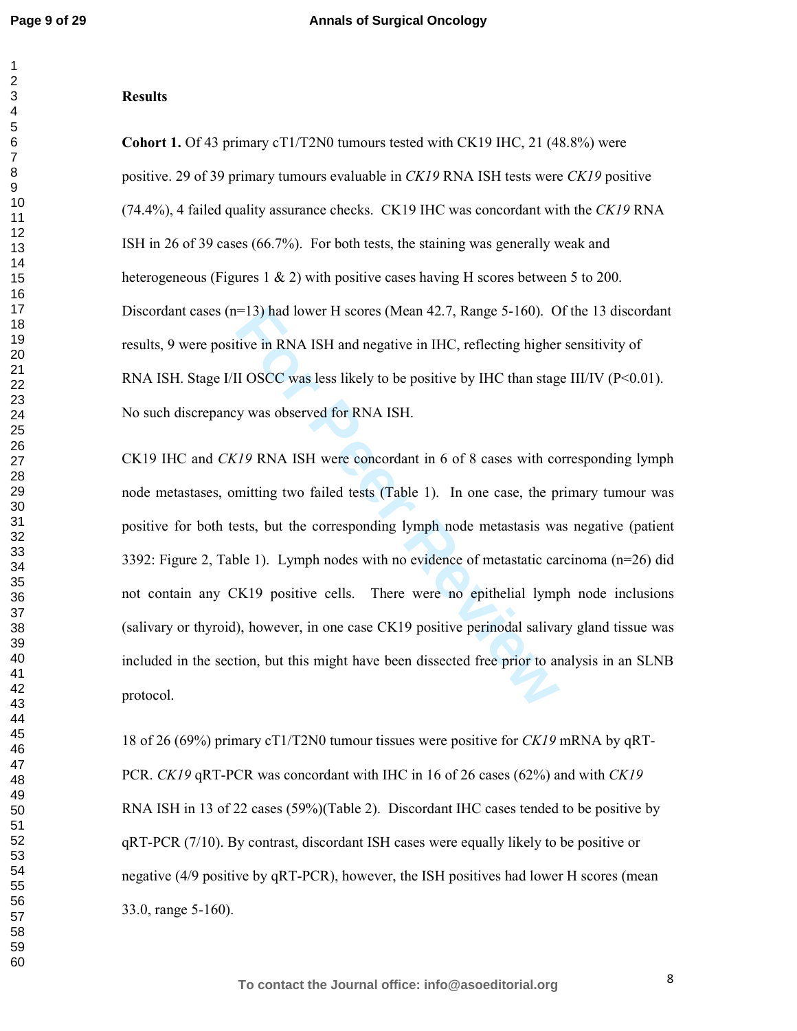**Results**

**Cohort 1.** Of 43 primary cT1/T2N0 tumours tested with CK19 IHC, 21 (48.8%) were positive. 29 of 39 primary tumours evaluable in *CK19* RNA ISH tests were *CK19* positive (74.4%), 4 failed quality assurance checks. CK19 IHC was concordant with the *CK19* RNA ISH in 26 of 39 cases (66.7%). For both tests, the staining was generally weak and heterogeneous (Figures 1 & 2) with positive cases having H scores between 5 to 200. Discordant cases (n=13) had lower H scores (Mean 42.7, Range 5-160). Of the 13 discordant results, 9 were positive in RNA ISH and negative in IHC, reflecting higher sensitivity of RNA ISH. Stage I/II OSCC was less likely to be positive by IHC than stage III/IV (P<0.01). No such discrepancy was observed for RNA ISH.

CK19 IHC and *CK19* RNA ISH were concordant in 6 of 8 cases with corresponding lymph node metastases, omitting two failed tests (Table 1). In one case, the primary tumour was positive for both tests, but the corresponding lymph node metastasis was negative (patient 3392: Figure 2, Table 1). Lymph nodes with no evidence of metastatic carcinoma (n=26) did not contain any CK19 positive cells. There were no epithelial lymph node inclusions (salivary or thyroid), however, in one case CK19 positive perinodal salivary gland tissue was included in the section, but this might have been dissected free prior to analysis in an SLNB protocol.

18 of 26 (69%) primary cT1/T2N0 tumour tissues were positive for *CK19* mRNA by qRT-PCR. *CK19* qRT-PCR was concordant with IHC in 16 of 26 cases (62%) and with *CK19* RNA ISH in 13 of 22 cases (59%)(Table 2). Discordant IHC cases tended to be positive by qRT-PCR (7/10). By contrast, discordant ISH cases were equally likely to be positive or negative (4/9 positive by qRT-PCR), however, the ISH positives had lower H scores (mean 33.0, range 5-160).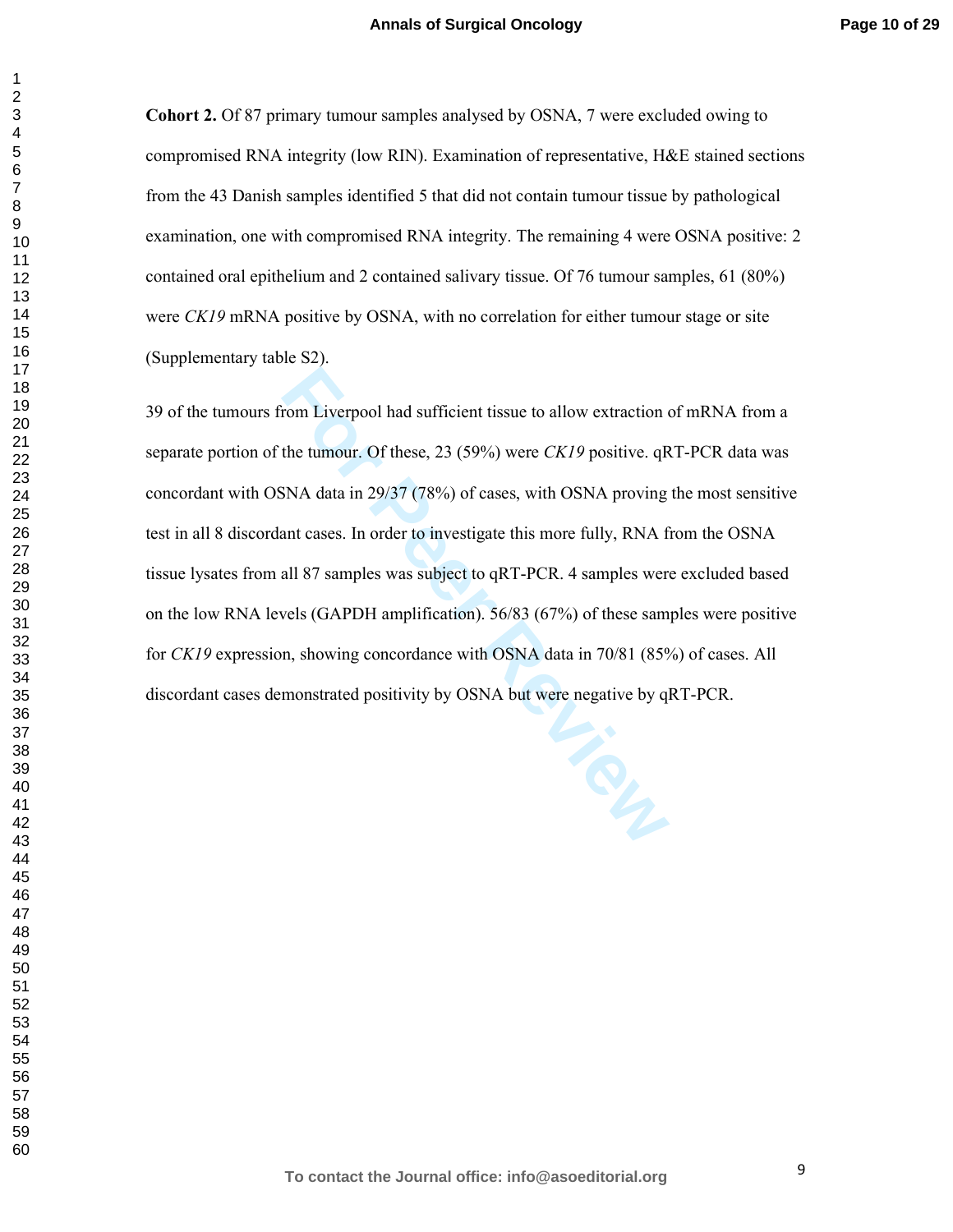**Cohort 2.** Of 87 primary tumour samples analysed by OSNA, 7 were excluded owing to compromised RNA integrity (low RIN). Examination of representative, H&E stained sections from the 43 Danish samples identified 5 that did not contain tumour tissue by pathological examination, one with compromised RNA integrity. The remaining 4 were OSNA positive: 2 contained oral epithelium and 2 contained salivary tissue. Of 76 tumour samples, 61 (80%) were *CK19* mRNA positive by OSNA, with no correlation for either tumour stage or site (Supplementary table S2).

39 of the tumours from Liverpool had sufficient tissue to allow extraction of mRNA from a separate portion of the tumour. Of these, 23 (59%) were *CK19* positive. qRT-PCR data was concordant with OSNA data in 29/37 (78%) of cases, with OSNA proving the most sensitive test in all 8 discordant cases. In order to investigate this more fully, RNA from the OSNA tissue lysates from all 87 samples was subject to qRT-PCR. 4 samples were excluded based on the low RNA levels (GAPDH amplification). 56/83 (67%) of these samples were positive for *CK19* expression, showing concordance with OSNA data in 70/81 (85%) of cases. All discordant cases demonstrated positivity by OSNA but were negative by qRT-PCR.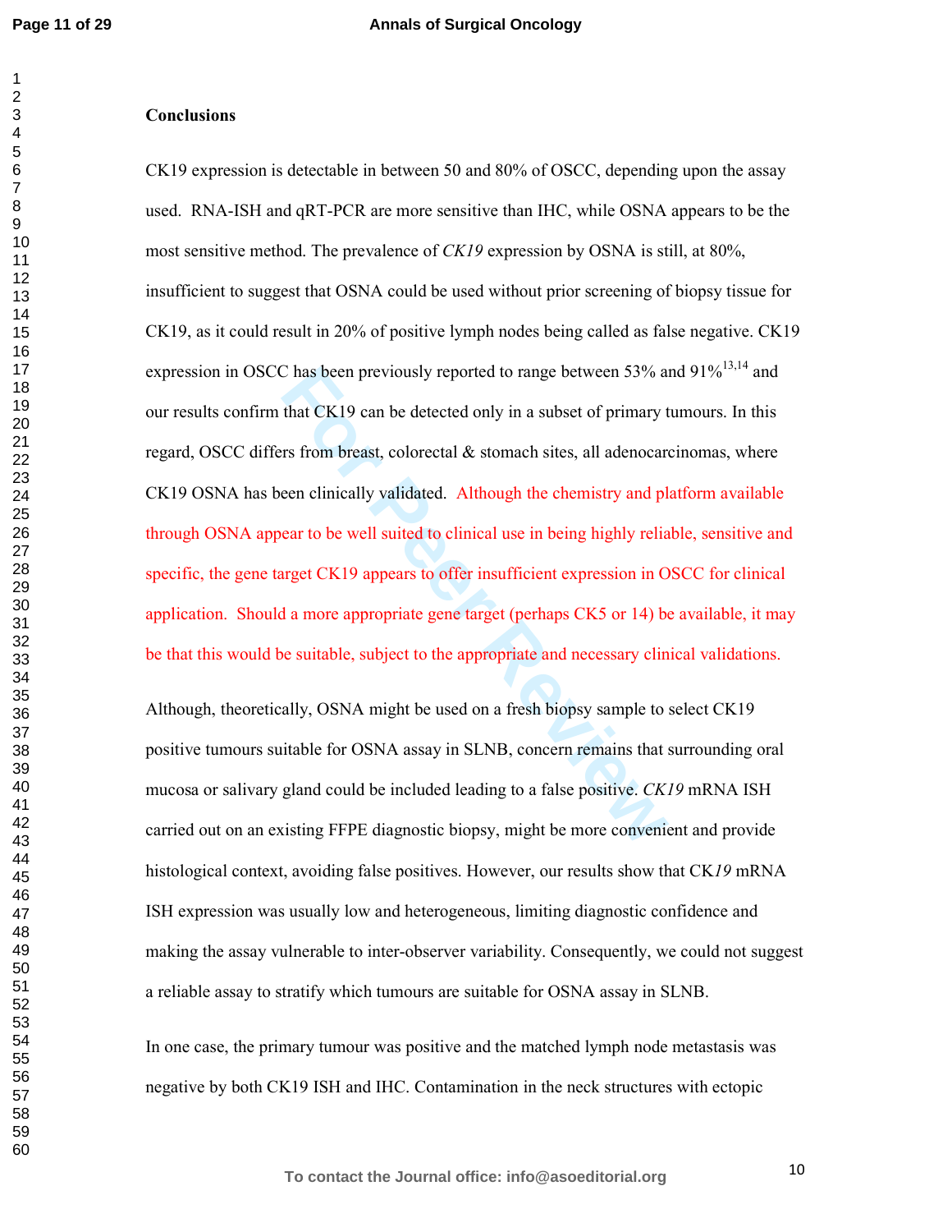## Conclusions

CK19 expression is detectable in between 50 and 80% of OSCC, depending upon the assay used. RNA-ISH and qRT-PCR are more sensitive than IHC, while OSNA appears to be the most sensitive method. The prevalence of *CK19* expression by OSNA is still, at 80%, insufficient to suggest that OSNA could be used without prior screening of biopsy tissue for CK19, as it could result in 20% of positive lymph nodes being called as false negative. CK19 expression in OSCC has been previously reported to range between 53% and 91%[13,14] and our results confirm that CK19 can be detected only in a subset of primary tumours. In this regard, OSCC differs from breast, colorectal & stomach sites, all adenocarcinomas, where CK19 OSNA has been clinically validated. Although the chemistry and platform available through OSNA appear to be well suited to clinical use in being highly reliable, sensitive and specific, the gene target CK19 appears to offer insufficient expression in OSCC for clinical application. Should a more appropriate gene target (perhaps CK5 or 14) be available, it may be that this would be suitable, subject to the appropriate and necessary clinical validations.

Although, theoretically, OSNA might be used on a fresh biopsy sample to select CK19 positive tumours suitable for OSNA assay in SLNB, concern remains that surrounding oral mucosa or salivary gland could be included leading to a false positive. *CK19* mRNA ISH carried out on an existing FFPE diagnostic biopsy, might be more convenient and provide histological context, avoiding false positives. However, our results show that CK*19* mRNA ISH expression was usually low and heterogeneous, limiting diagnostic confidence and making the assay vulnerable to inter-observer variability. Consequently, we could not suggest a reliable assay to stratify which tumours are suitable for OSNA assay in SLNB.

In one case, the primary tumour was positive and the matched lymph node metastasis was negative by both CK19 ISH and IHC. Contamination in the neck structures with ectopic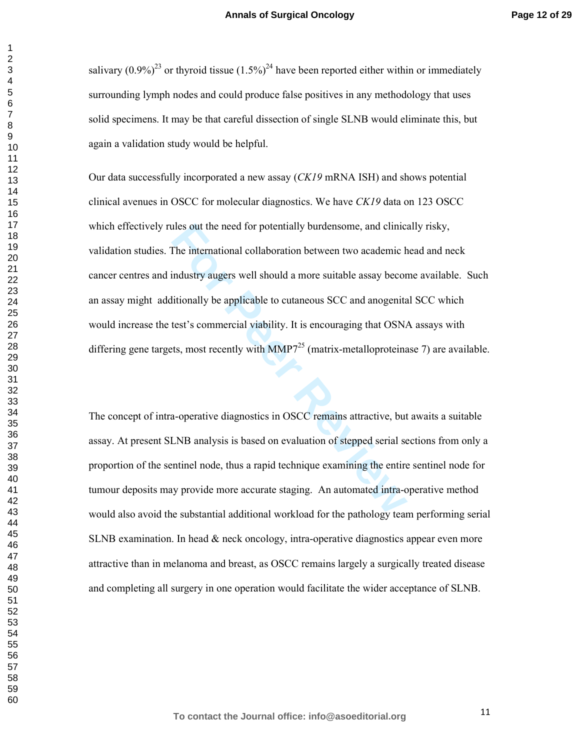salivary (0.9%)[23] or thyroid tissue (1.5%)[24] have been reported either within or immediately surrounding lymph nodes and could produce false positives in any methodology that uses solid specimens. It may be that careful dissection of single SLNB would eliminate this, but again a validation study would be helpful.

Our data successfully incorporated a new assay (*CK19* mRNA ISH) and shows potential clinical avenues in OSCC for molecular diagnostics. We have *CK19* data on 123 OSCC which effectively rules out the need for potentially burdensome, and clinically risky, validation studies. The international collaboration between two academic head and neck cancer centres and industry augers well should a more suitable assay become available. Such an assay might additionally be applicable to cutaneous SCC and anogenital SCC which would increase the test's commercial viability. It is encouraging that OSNA assays with differing gene targets, most recently with MMP7[25] (matrix-metalloproteinase 7) are available.

The concept of intra-operative diagnostics in OSCC remains attractive, but awaits a suitable assay. At present SLNB analysis is based on evaluation of stepped serial sections from only a proportion of the sentinel node, thus a rapid technique examining the entire sentinel node for tumour deposits may provide more accurate staging. An automated intra-operative method would also avoid the substantial additional workload for the pathology team performing serial SLNB examination. In head & neck oncology, intra-operative diagnostics appear even more attractive than in melanoma and breast, as OSCC remains largely a surgically treated disease and completing all surgery in one operation would facilitate the wider acceptance of SLNB.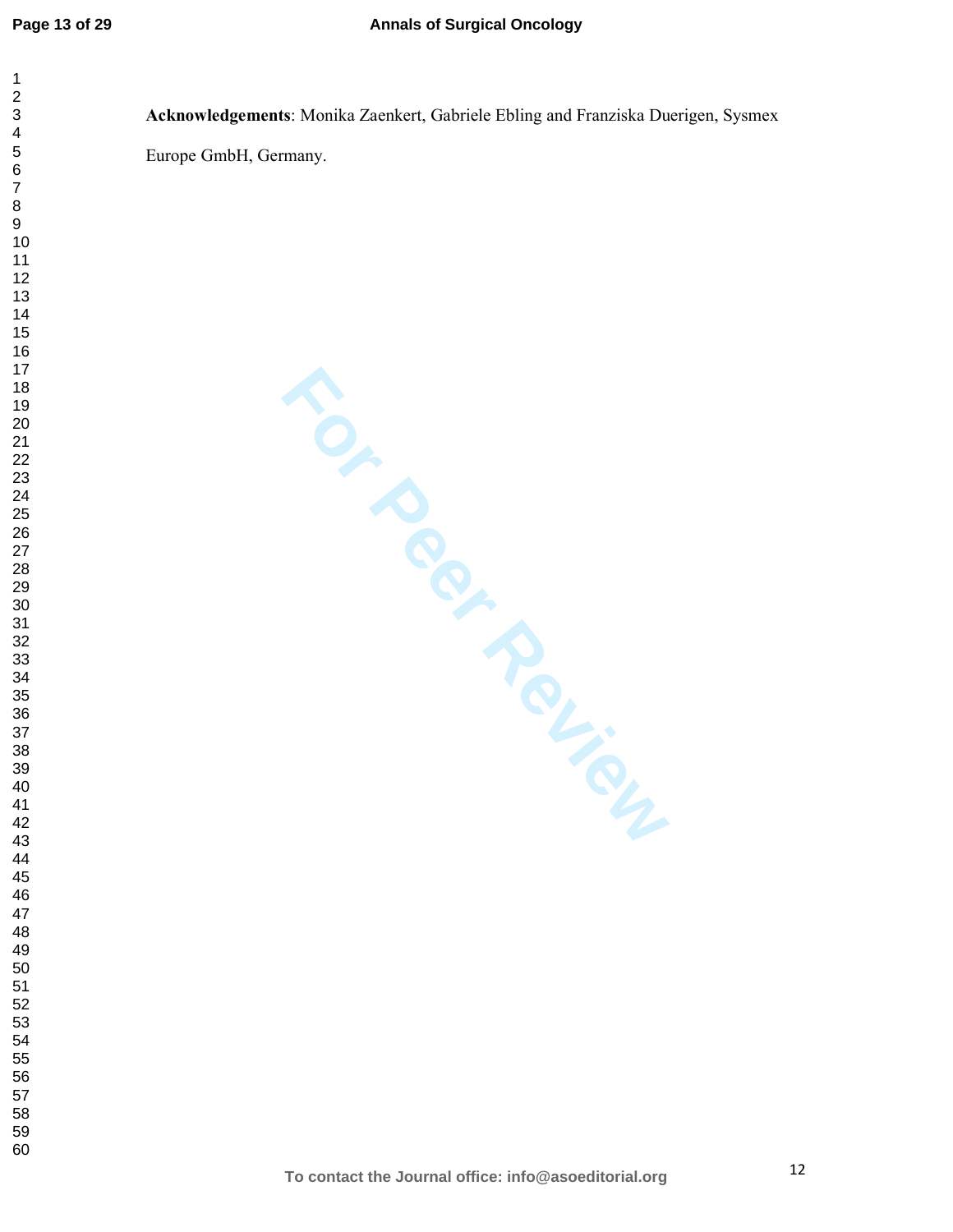**Acknowledgements**: Monika Zaenkert, Gabriele Ebling and Franziska Duerigen, Sysmex Europe GmbH, Germany.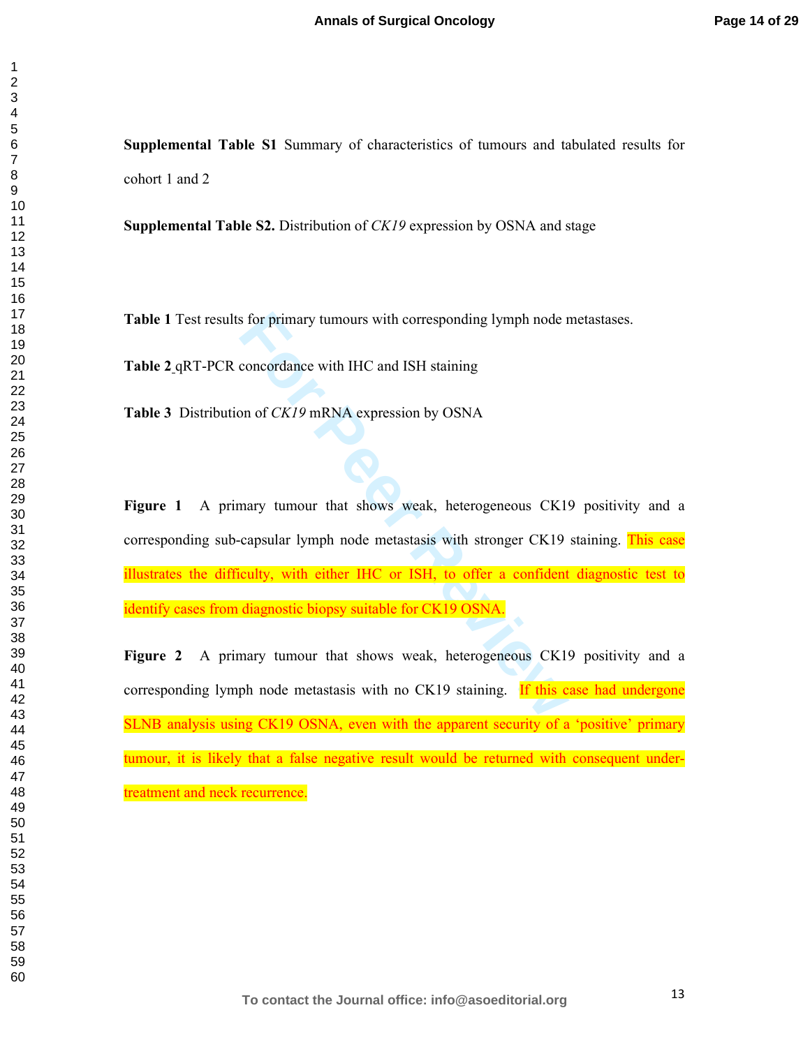**Supplemental Table S1** Summary of characteristics of tumours and tabulated results for cohort 1 and 2

**Supplemental Table S2.** Distribution of *CK19* expression by OSNA and stage

**Table 1** Test results for primary tumours with corresponding lymph node metastases.

**Table 2** qRT-PCR concordance with IHC and ISH staining

**Table 3** Distribution of *CK19* mRNA expression by OSNA

**Figure 1** A primary tumour that shows weak, heterogeneous CK19 positivity and a corresponding sub-capsular lymph node metastasis with stronger CK19 staining. This case illustrates the difficulty, with either IHC or ISH, to offer a confident diagnostic test to identify cases from diagnostic biopsy suitable for CK19 OSNA.

**Figure 2** A primary tumour that shows weak, heterogeneous CK19 positivity and a corresponding lymph node metastasis with no CK19 staining. If this case had undergone SLNB analysis using CK19 OSNA, even with the apparent security of a 'positive' primary tumour, it is likely that a false negative result would be returned with consequent under-treatment and neck recurrence.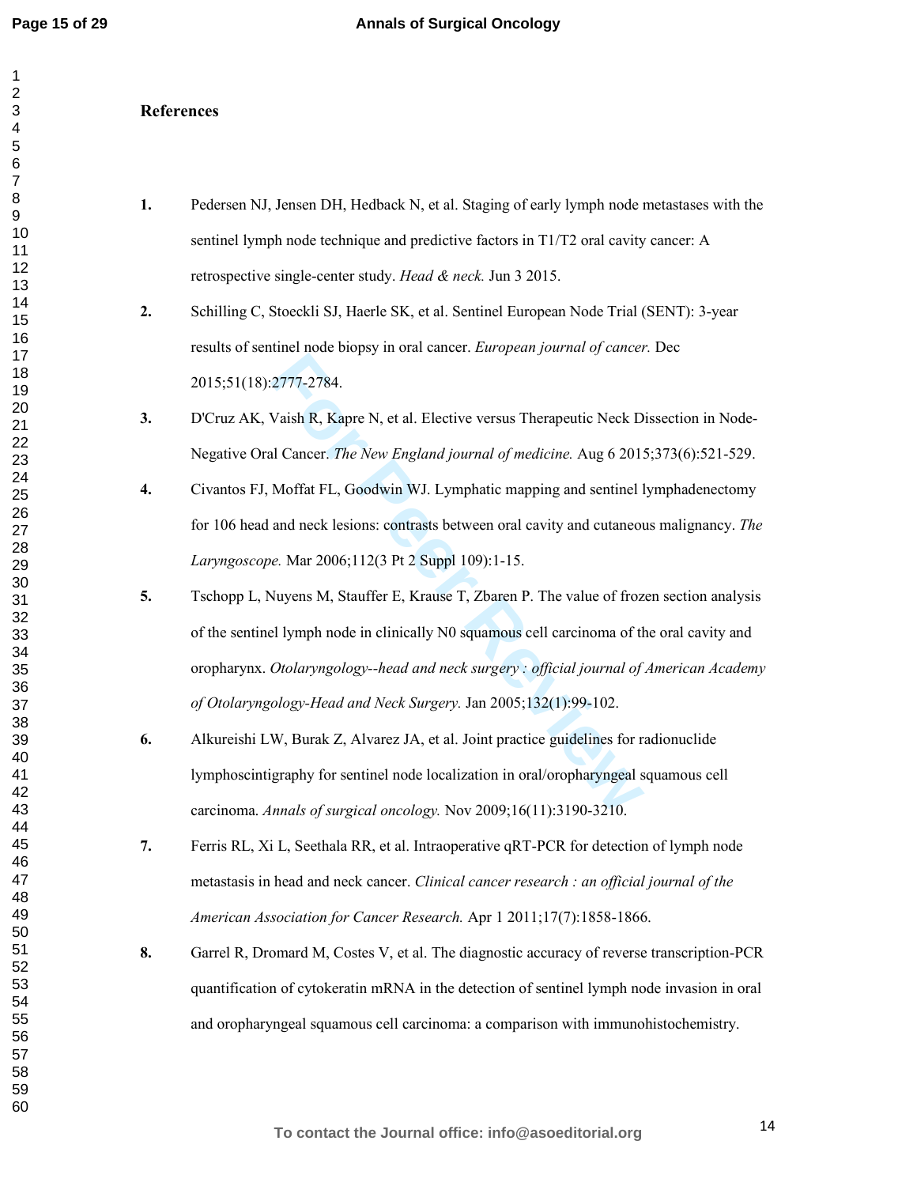**References**

1. Pedersen NJ, Jensen DH, Hedback N, et al. Staging of early lymph node metastases with the sentinel lymph node technique and predictive factors in T1/T2 oral cavity cancer: A retrospective single-center study. *Head & neck.* Jun 3 2015.
2. Schilling C, Stoeckli SJ, Haerle SK, et al. Sentinel European Node Trial (SENT): 3-year results of sentinel node biopsy in oral cancer. *European journal of cancer.* Dec 2015;51(18):2777-2784.
3. D'Cruz AK, Vaish R, Kapre N, et al. Elective versus Therapeutic Neck Dissection in Node-Negative Oral Cancer. *The New England journal of medicine.* Aug 6 2015;373(6):521-529.
4. Civantos FJ, Moffat FL, Goodwin WJ. Lymphatic mapping and sentinel lymphadenectomy for 106 head and neck lesions: contrasts between oral cavity and cutaneous malignancy. *The Laryngoscope.* Mar 2006;112(3 Pt 2 Suppl 109):1-15.
5. Tschopp L, Nuyens M, Stauffer E, Krause T, Zbaren P. The value of frozen section analysis of the sentinel lymph node in clinically N0 squamous cell carcinoma of the oral cavity and oropharynx. *Otolaryngology--head and neck surgery : official journal of American Academy of Otolaryngology-Head and Neck Surgery.* Jan 2005;132(1):99-102.
6. Alkureishi LW, Burak Z, Alvarez JA, et al. Joint practice guidelines for radionuclide lymphoscintigraphy for sentinel node localization in oral/oropharyngeal squamous cell carcinoma. *Annals of surgical oncology.* Nov 2009;16(11):3190-3210.
7. Ferris RL, Xi L, Seethala RR, et al. Intraoperative qRT-PCR for detection of lymph node metastasis in head and neck cancer. *Clinical cancer research : an official journal of the American Association for Cancer Research.* Apr 1 2011;17(7):1858-1866.
8. Garrel R, Dromard M, Costes V, et al. The diagnostic accuracy of reverse transcription-PCR quantification of cytokeratin mRNA in the detection of sentinel lymph node invasion in oral and oropharyngeal squamous cell carcinoma: a comparison with immunohistochemistry.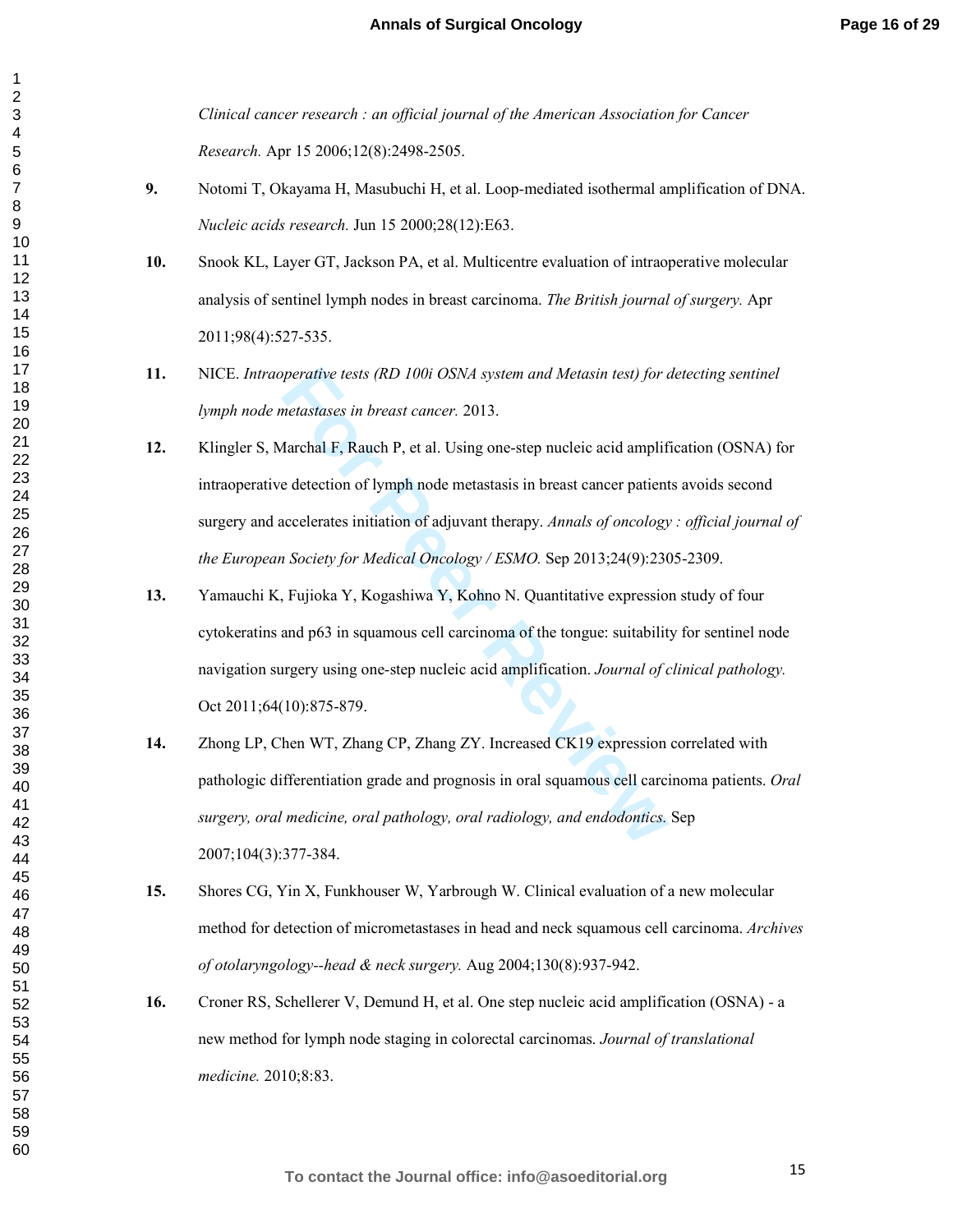*Clinical cancer research : an official journal of the American Association for Cancer Research.* Apr 15 2006;12(8):2498-2505.

**9.** Notomi T, Okayama H, Masubuchi H, et al. Loop-mediated isothermal amplification of DNA. *Nucleic acids research.* Jun 15 2000;28(12):E63.

**10.** Snook KL, Layer GT, Jackson PA, et al. Multicentre evaluation of intraoperative molecular analysis of sentinel lymph nodes in breast carcinoma. *The British journal of surgery.* Apr 2011;98(4):527-535.

**11.** NICE. *Intraoperative tests (RD 100i OSNA system and Metasin test) for detecting sentinel lymph node metastases in breast cancer.* 2013.

**12.** Klingler S, Marchal F, Rauch P, et al. Using one-step nucleic acid amplification (OSNA) for intraoperative detection of lymph node metastasis in breast cancer patients avoids second surgery and accelerates initiation of adjuvant therapy. *Annals of oncology : official journal of the European Society for Medical Oncology / ESMO.* Sep 2013;24(9):2305-2309.

**13.** Yamauchi K, Fujioka Y, Kogashiwa Y, Kohno N. Quantitative expression study of four cytokeratins and p63 in squamous cell carcinoma of the tongue: suitability for sentinel node navigation surgery using one-step nucleic acid amplification. *Journal of clinical pathology.* Oct 2011;64(10):875-879.

**14.** Zhong LP, Chen WT, Zhang CP, Zhang ZY. Increased CK19 expression correlated with pathologic differentiation grade and prognosis in oral squamous cell carcinoma patients. *Oral surgery, oral medicine, oral pathology, oral radiology, and endodontics.* Sep 2007;104(3):377-384.

**15.** Shores CG, Yin X, Funkhouser W, Yarbrough W. Clinical evaluation of a new molecular method for detection of micrometastases in head and neck squamous cell carcinoma. *Archives of otolaryngology--head & neck surgery.* Aug 2004;130(8):937-942.

**16.** Croner RS, Schellerer V, Demund H, et al. One step nucleic acid amplification (OSNA) - a new method for lymph node staging in colorectal carcinomas. *Journal of translational medicine.* 2010;8:83.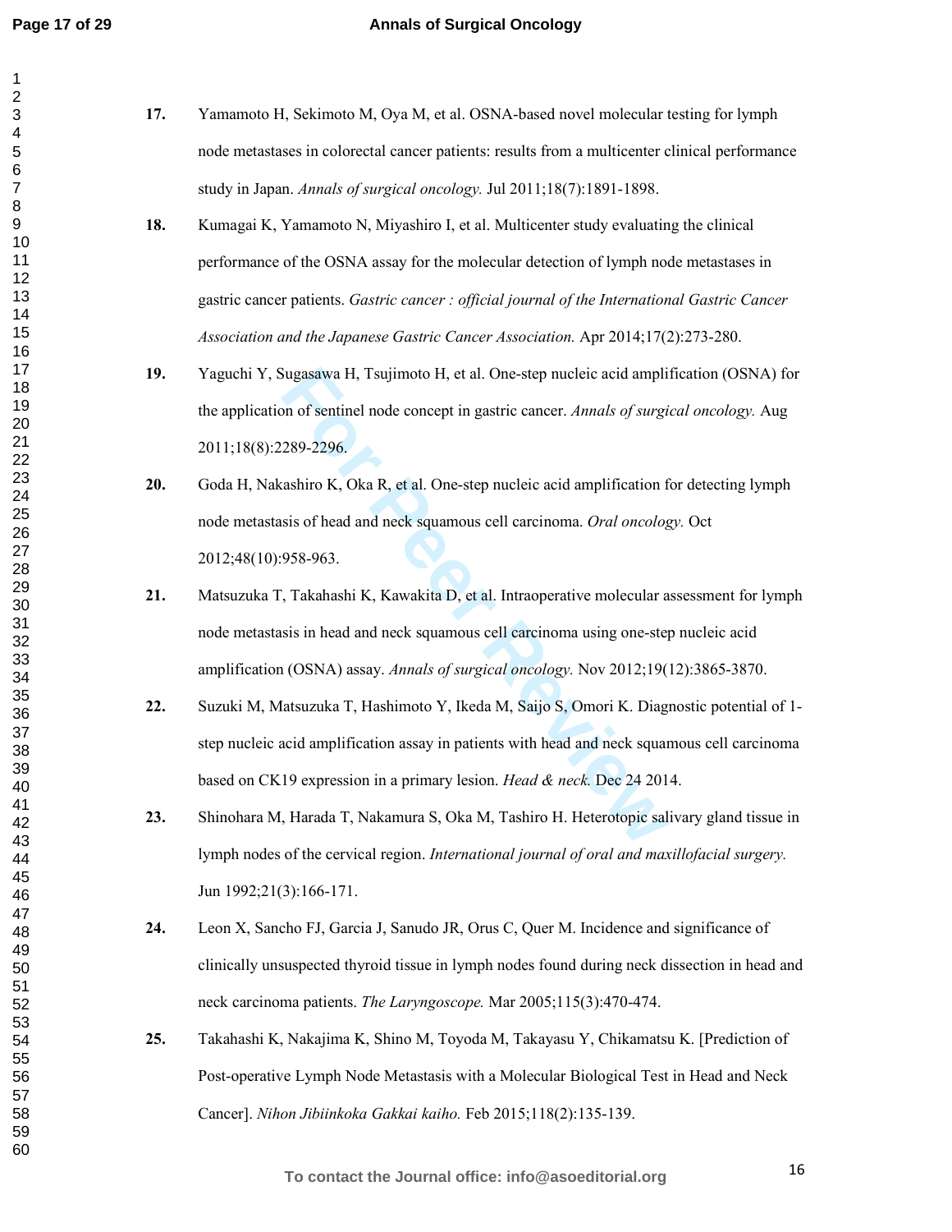17. Yamamoto H, Sekimoto M, Oya M, et al. OSNA-based novel molecular testing for lymph node metastases in colorectal cancer patients: results from a multicenter clinical performance study in Japan. *Annals of surgical oncology.* Jul 2011;18(7):1891-1898.

18. Kumagai K, Yamamoto N, Miyashiro I, et al. Multicenter study evaluating the clinical performance of the OSNA assay for the molecular detection of lymph node metastases in gastric cancer patients. *Gastric cancer : official journal of the International Gastric Cancer Association and the Japanese Gastric Cancer Association.* Apr 2014;17(2):273-280.

19. Yaguchi Y, Sugasawa H, Tsujimoto H, et al. One-step nucleic acid amplification (OSNA) for the application of sentinel node concept in gastric cancer. *Annals of surgical oncology.* Aug 2011;18(8):2289-2296.

20. Goda H, Nakashiro K, Oka R, et al. One-step nucleic acid amplification for detecting lymph node metastasis of head and neck squamous cell carcinoma. *Oral oncology.* Oct 2012;48(10):958-963.

21. Matsuzuka T, Takahashi K, Kawakita D, et al. Intraoperative molecular assessment for lymph node metastasis in head and neck squamous cell carcinoma using one-step nucleic acid amplification (OSNA) assay. *Annals of surgical oncology.* Nov 2012;19(12):3865-3870.

22. Suzuki M, Matsuzuka T, Hashimoto Y, Ikeda M, Saijo S, Omori K. Diagnostic potential of 1-step nucleic acid amplification assay in patients with head and neck squamous cell carcinoma based on CK19 expression in a primary lesion. *Head & neck.* Dec 24 2014.

23. Shinohara M, Harada T, Nakamura S, Oka M, Tashiro H. Heterotopic salivary gland tissue in lymph nodes of the cervical region. *International journal of oral and maxillofacial surgery.* Jun 1992;21(3):166-171.

24. Leon X, Sancho FJ, Garcia J, Sanudo JR, Orus C, Quer M. Incidence and significance of clinically unsuspected thyroid tissue in lymph nodes found during neck dissection in head and neck carcinoma patients. *The Laryngoscope.* Mar 2005;115(3):470-474.

25. Takahashi K, Nakajima K, Shino M, Toyoda M, Takayasu Y, Chikamatsu K. [Prediction of Post-operative Lymph Node Metastasis with a Molecular Biological Test in Head and Neck Cancer]. *Nihon Jibiinkoka Gakkai kaiho.* Feb 2015;118(2):135-139.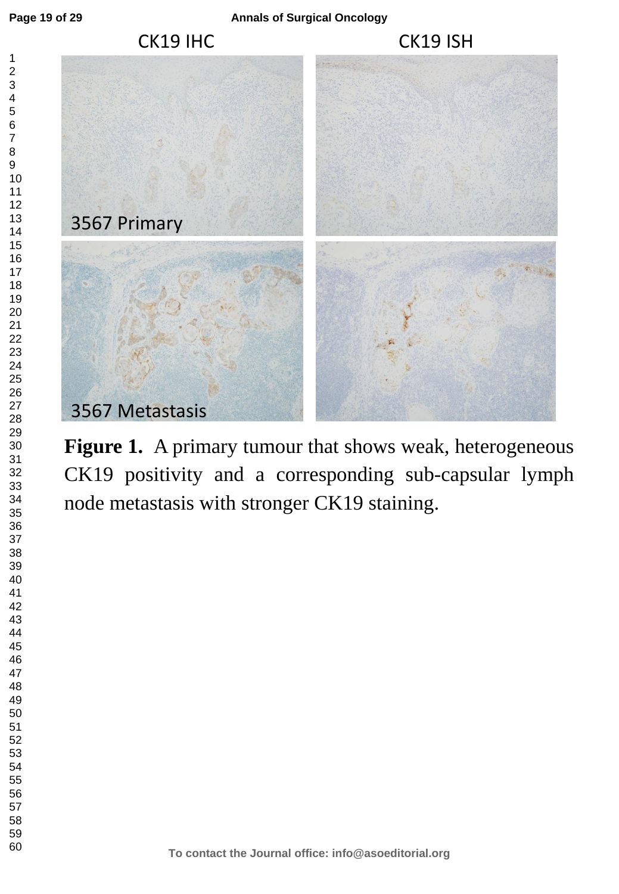**Figure 1.** A primary tumour that shows weak, heterogeneous CK19 positivity and a corresponding sub-capsular lymph node metastasis with stronger CK19 staining.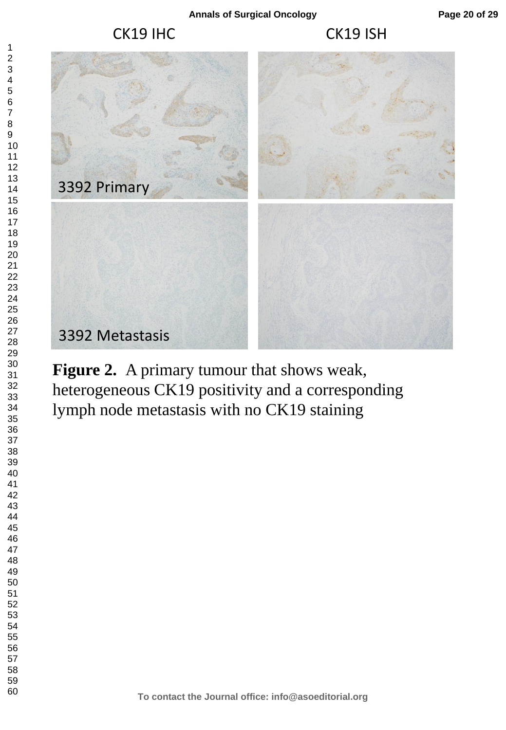**Figure 2.** A primary tumour that shows weak, heterogeneous CK19 positivity and a corresponding lymph node metastasis with no CK19 staining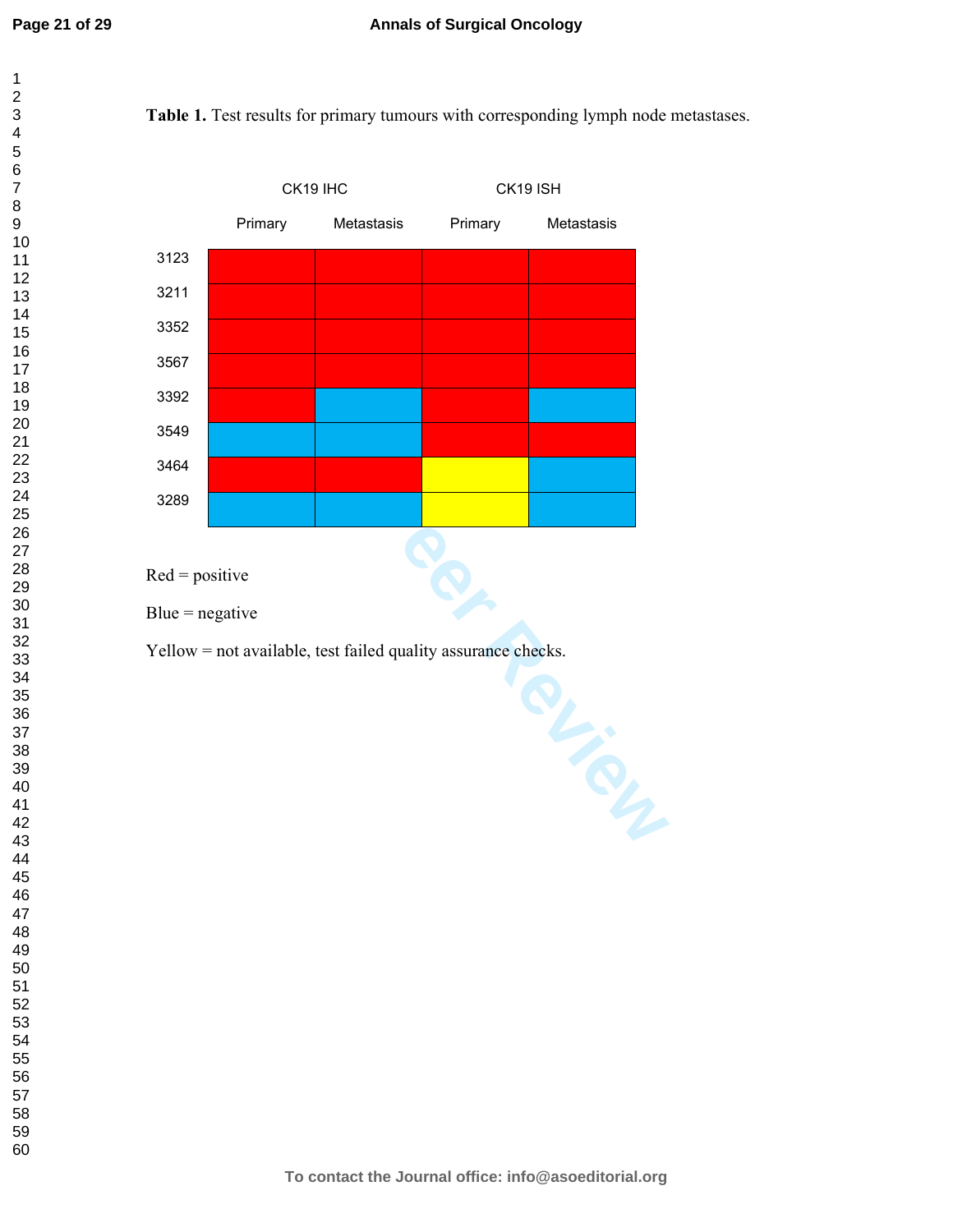**Table 1.** Test results for primary tumours with corresponding lymph node metastases.

| | CK19 IHC | | CK19 ISH | |
|---|---|---|---|---|
| | Primary | Metastasis | Primary | Metastasis |
| 3123 | Red | Red | Red | Red |
| 3211 | Red | Red | Red | Red |
| 3352 | Red | Red | Red | Red |
| 3567 | Red | Red | Red | Red |
| 3392 | Red | Blue | Red | Blue |
| 3549 | Blue | Blue | Red | Red |
| 3464 | Red | Red | Yellow | Blue |
| 3289 | Blue | Blue | Yellow | Blue |

Red = positive

Blue = negative

Yellow = not available, test failed quality assurance checks.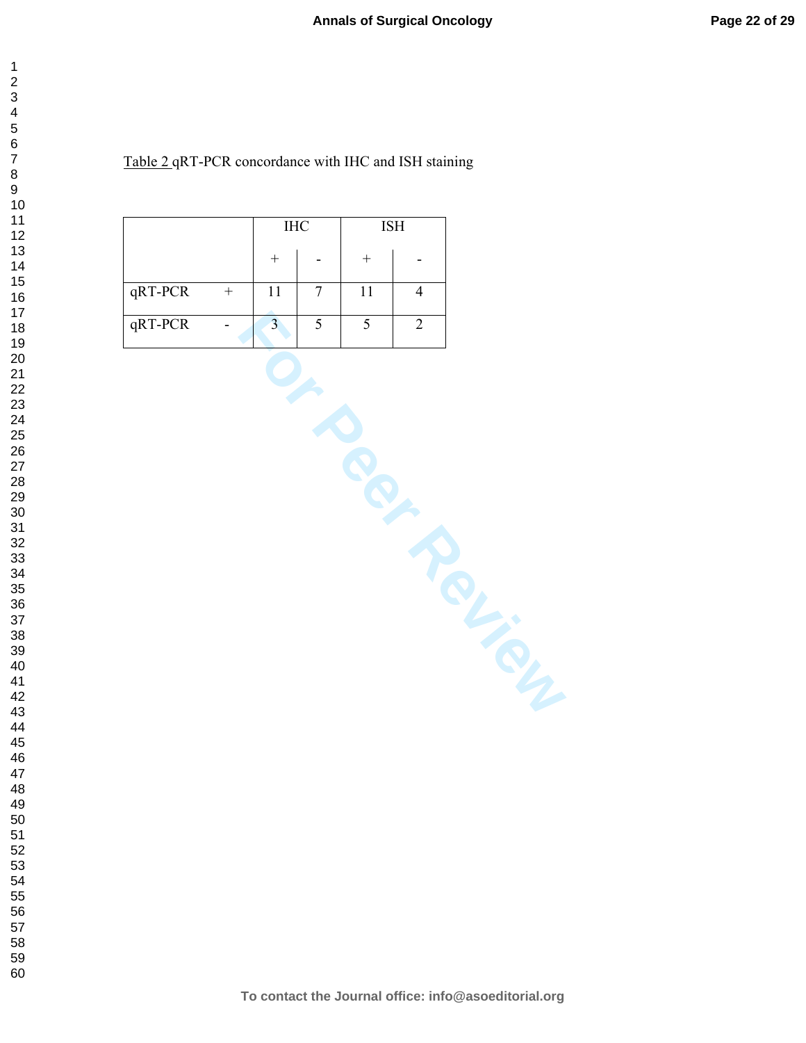Table 2 qRT-PCR concordance with IHC and ISH staining

| | | IHC | | ISH | |
|---|---|---|---|---|---|
| | | + | - | + | - |
| qRT-PCR | + | 11 | 7 | 11 | 4 |
| qRT-PCR | - | 3 | 5 | 5 | 2 |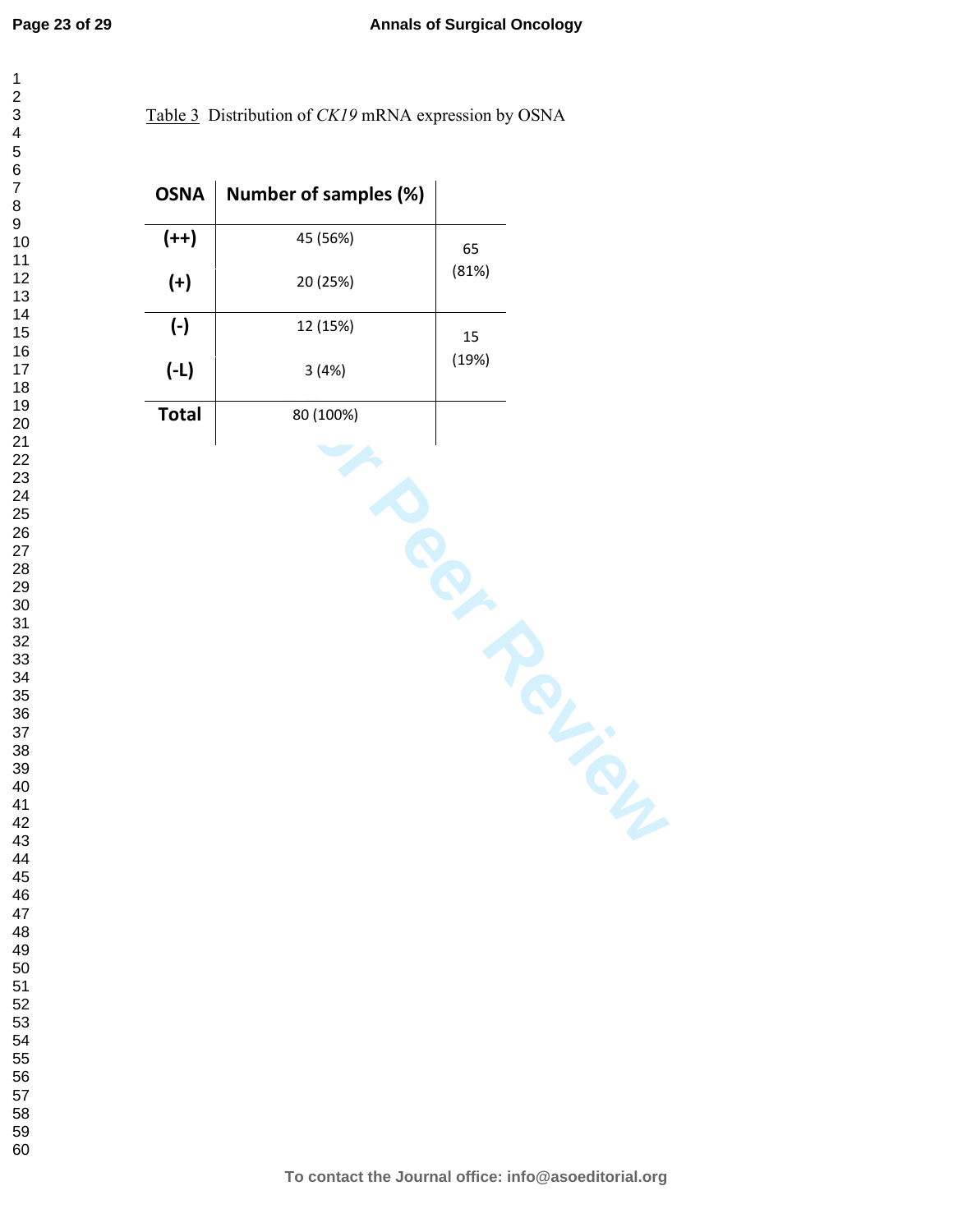Table 3 Distribution of *CK19* mRNA expression by OSNA

| OSNA | Number of samples (%) | |
|---|---|---|
| (++) | 45 (56%) | 65 (81%) |
| (+) | 20 (25%) | |
| (-) | 12 (15%) | 15 (19%) |
| (-L) | 3 (4%) | |
| Total | 80 (100%) | |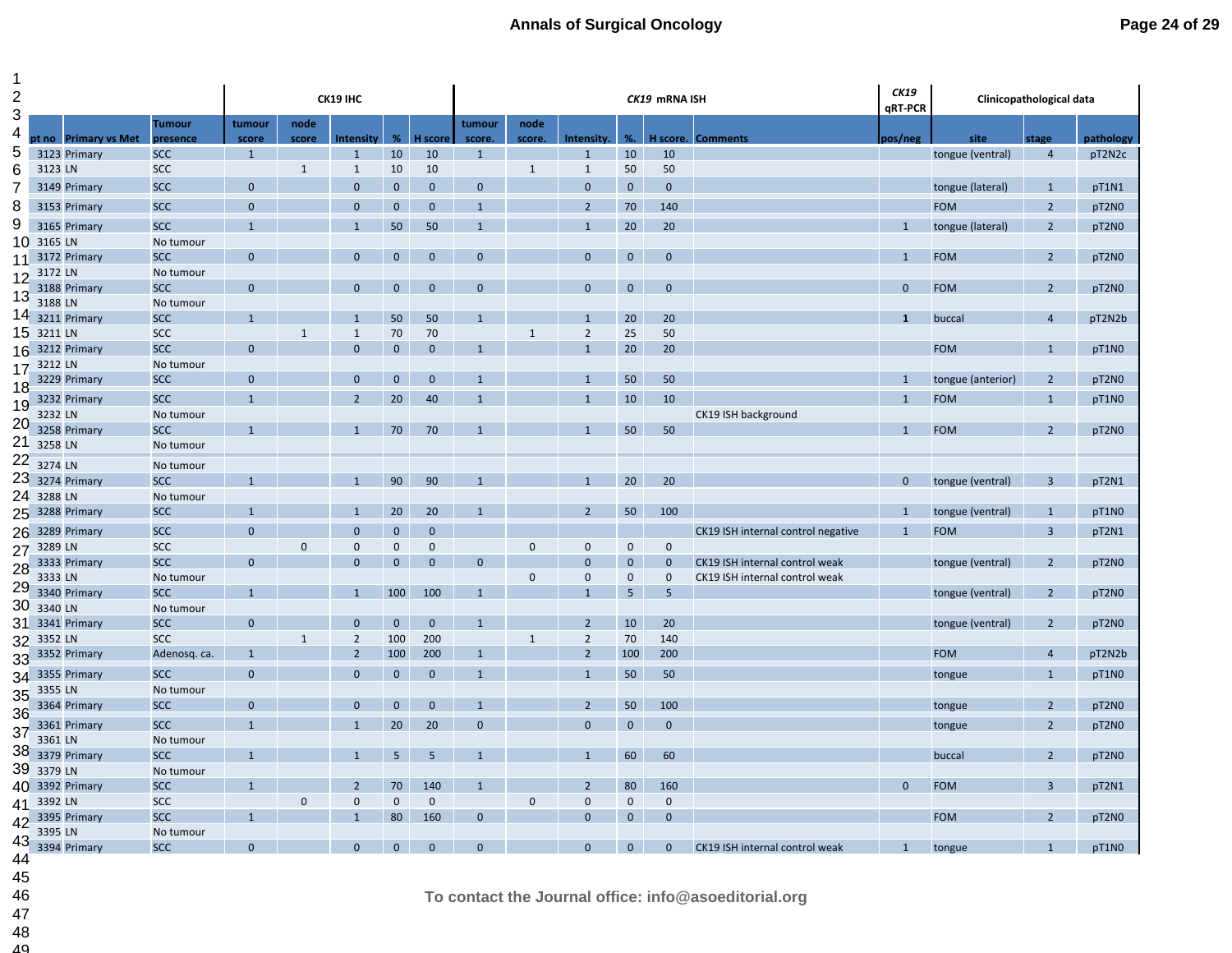| | | | CK19 IHC | | | | | *CK19* mRNA ISH | | | | | | *CK19* qRT-PCR | Clinicopathological data | | |
|---|---|---|---|---|---|---|---|---|---|---|---|---|---|---|---|---|---|
| pt no | Primary vs Met | Tumour presence | tumour score | node score | Intensity | % | H score | tumour score. | node score. | Intensity. | %. | H score. | Comments | pos/neg | site | stage | pathology |
| 3123 | Primary | SCC | 1 | | 1 | 10 | 10 | 1 | | 1 | 10 | 10 | | | tongue (ventral) | 4 | pT2N2c |
| 3123 | LN | SCC | | 1 | 1 | 10 | 10 | | 1 | 1 | 50 | 50 | | | | | |
| 3149 | Primary | SCC | 0 | | 0 | 0 | 0 | 0 | | 0 | 0 | 0 | | | tongue (lateral) | 1 | pT1N1 |
| 3153 | Primary | SCC | 0 | | 0 | 0 | 0 | 1 | | 2 | 70 | 140 | | | FOM | 2 | pT2N0 |
| 3165 | Primary | SCC | 1 | | 1 | 50 | 50 | 1 | | 1 | 20 | 20 | | 1 | tongue (lateral) | 2 | pT2N0 |
| 3165 | LN | No tumour | | | | | | | | | | | | | | | |
| 3172 | Primary | SCC | 0 | | 0 | 0 | 0 | 0 | | 0 | 0 | 0 | | 1 | FOM | 2 | pT2N0 |
| 3172 | LN | No tumour | | | | | | | | | | | | | | | |
| 3188 | Primary | SCC | 0 | | 0 | 0 | 0 | 0 | | 0 | 0 | 0 | | 0 | FOM | 2 | pT2N0 |
| 3188 | LN | No tumour | | | | | | | | | | | | | | | |
| 3211 | Primary | SCC | 1 | | 1 | 50 | 50 | 1 | | 1 | 20 | 20 | | **1** | buccal | 4 | pT2N2b |
| 3211 | LN | SCC | | 1 | 1 | 70 | 70 | | 1 | 2 | 25 | 50 | | | | | |
| 3212 | Primary | SCC | 0 | | 0 | 0 | 0 | 1 | | 1 | 20 | 20 | | | FOM | 1 | pT1N0 |
| 3212 | LN | No tumour | | | | | | | | | | | | | | | |
| 3229 | Primary | SCC | 0 | | 0 | 0 | 0 | 1 | | 1 | 50 | 50 | | 1 | tongue (anterior) | 2 | pT2N0 |
| 3232 | Primary | SCC | 1 | | 2 | 20 | 40 | 1 | | 1 | 10 | 10 | | 1 | FOM | 1 | pT1N0 |
| 3232 | LN | No tumour | | | | | | | | | | | CK19 ISH background | | | | |
| 3258 | Primary | SCC | 1 | | 1 | 70 | 70 | 1 | | 1 | 50 | 50 | | 1 | FOM | 2 | pT2N0 |
| 3258 | LN | No tumour | | | | | | | | | | | | | | | |
| 3274 | LN | No tumour | | | | | | | | | | | | | | | |
| 3274 | Primary | SCC | 1 | | 1 | 90 | 90 | 1 | | 1 | 20 | 20 | | 0 | tongue (ventral) | 3 | pT2N1 |
| 3288 | LN | No tumour | | | | | | | | | | | | | | | |
| 3288 | Primary | SCC | 1 | | 1 | 20 | 20 | 1 | | 2 | 50 | 100 | | 1 | tongue (ventral) | 1 | pT1N0 |
| 3289 | Primary | SCC | 0 | | 0 | 0 | 0 | | | | | | CK19 ISH internal control negative | 1 | FOM | 3 | pT2N1 |
| 3289 | LN | SCC | | 0 | 0 | 0 | 0 | | 0 | 0 | 0 | 0 | | | | | |
| 3333 | Primary | SCC | 0 | | 0 | 0 | 0 | 0 | | 0 | 0 | 0 | CK19 ISH internal control weak | | tongue (ventral) | 2 | pT2N0 |
| 3333 | LN | No tumour | | | | | | | 0 | 0 | 0 | 0 | CK19 ISH internal control weak | | | | |
| 3340 | Primary | SCC | 1 | | 1 | 100 | 100 | 1 | | 1 | 5 | 5 | | | tongue (ventral) | 2 | pT2N0 |
| 3340 | LN | No tumour | | | | | | | | | | | | | | | |
| 3341 | Primary | SCC | 0 | | 0 | 0 | 0 | 1 | | 2 | 10 | 20 | | | tongue (ventral) | 2 | pT2N0 |
| 3352 | LN | SCC | | 1 | 2 | 100 | 200 | | 1 | 2 | 70 | 140 | | | | | |
| 3352 | Primary | Adenosq. ca. | 1 | | 2 | 100 | 200 | 1 | | 2 | 100 | 200 | | | FOM | 4 | pT2N2b |
| 3355 | Primary | SCC | 0 | | 0 | 0 | 0 | 1 | | 1 | 50 | 50 | | | tongue | 1 | pT1N0 |
| 3355 | LN | No tumour | | | | | | | | | | | | | | | |
| 3364 | Primary | SCC | 0 | | 0 | 0 | 0 | 1 | | 2 | 50 | 100 | | | tongue | 2 | pT2N0 |
| 3361 | Primary | SCC | 1 | | 1 | 20 | 20 | 0 | | 0 | 0 | 0 | | | tongue | 2 | pT2N0 |
| 3361 | LN | No tumour | | | | | | | | | | | | | | | |
| 3379 | Primary | SCC | 1 | | 1 | 5 | 5 | 1 | | 1 | 60 | 60 | | | buccal | 2 | pT2N0 |
| 3379 | LN | No tumour | | | | | | | | | | | | | | | |
| 3392 | Primary | SCC | 1 | | 2 | 70 | 140 | 1 | | 2 | 80 | 160 | | 0 | FOM | 3 | pT2N1 |
| 3392 | LN | SCC | | 0 | 0 | 0 | 0 | | 0 | 0 | 0 | 0 | | | | | |
| 3395 | Primary | SCC | 1 | | 1 | 80 | 160 | 0 | | 0 | 0 | 0 | | | FOM | 2 | pT2N0 |
| 3395 | LN | No tumour | | | | | | | | | | | | | | | |
| 3394 | Primary | SCC | 0 | | 0 | 0 | 0 | 0 | | 0 | 0 | 0 | CK19 ISH internal control weak | 1 | tongue | 1 | pT1N0 |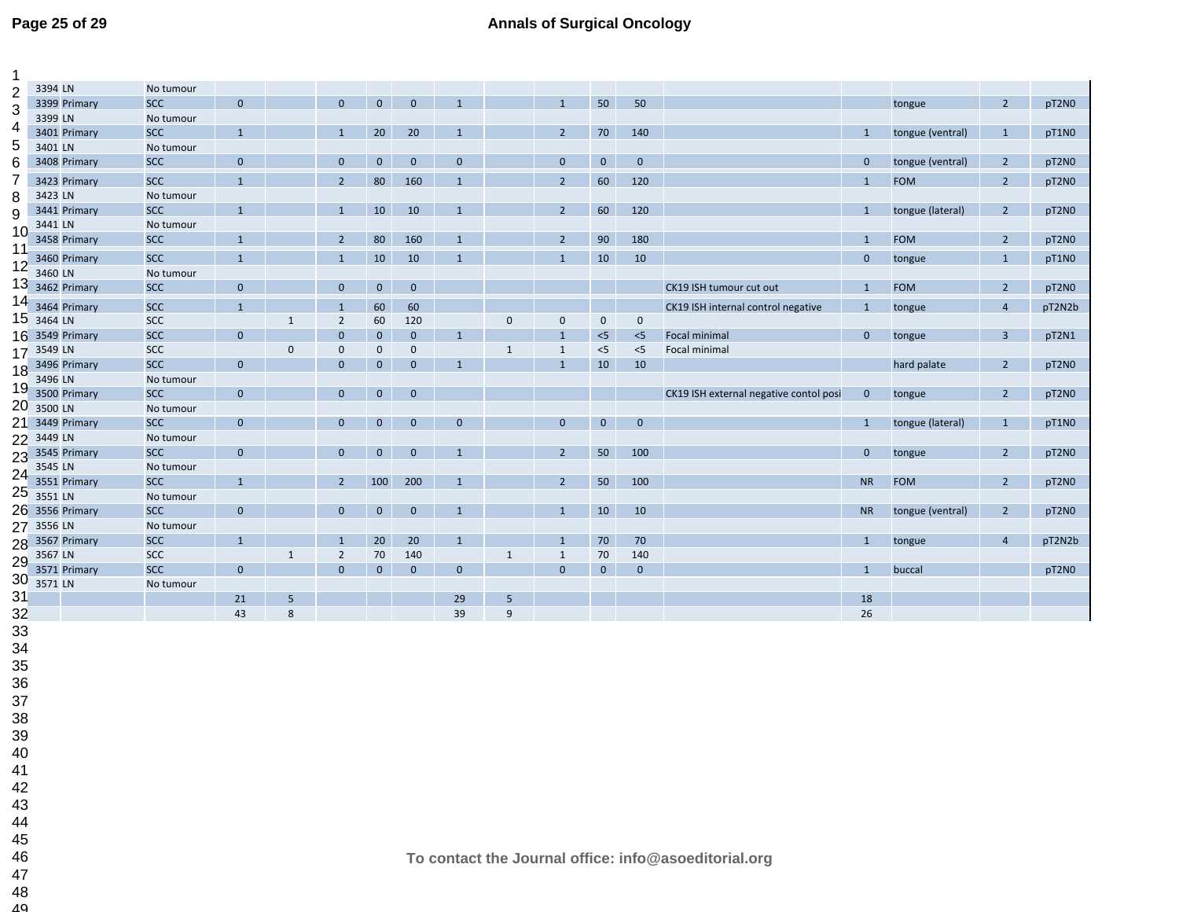| | | | | | | | | | | | | | | | | | |
|---|---|---|---|---|---|---|---|---|---|---|---|---|---|---|---|---|---|
| 3394 | LN | No tumour | | | | | | | | | | | | | | | |
| 3399 | Primary | SCC | 0 | | 0 | 0 | 0 | 1 | | 1 | 50 | 50 | | | tongue | 2 | pT2N0 |
| 3399 | LN | No tumour | | | | | | | | | | | | | | | |
| 3401 | Primary | SCC | 1 | | 1 | 20 | 20 | 1 | | 2 | 70 | 140 | | 1 | tongue (ventral) | 1 | pT1N0 |
| 3401 | LN | No tumour | | | | | | | | | | | | | | | |
| 3408 | Primary | SCC | 0 | | 0 | 0 | 0 | 0 | | 0 | 0 | 0 | | 0 | tongue (ventral) | 2 | pT2N0 |
| 3423 | Primary | SCC | 1 | | 2 | 80 | 160 | 1 | | 2 | 60 | 120 | | 1 | FOM | 2 | pT2N0 |
| 3423 | LN | No tumour | | | | | | | | | | | | | | | |
| 3441 | Primary | SCC | 1 | | 1 | 10 | 10 | 1 | | 2 | 60 | 120 | | 1 | tongue (lateral) | 2 | pT2N0 |
| 3441 | LN | No tumour | | | | | | | | | | | | | | | |
| 3458 | Primary | SCC | 1 | | 2 | 80 | 160 | 1 | | 2 | 90 | 180 | | 1 | FOM | 2 | pT2N0 |
| 3460 | Primary | SCC | 1 | | 1 | 10 | 10 | 1 | | 1 | 10 | 10 | | 0 | tongue | 1 | pT1N0 |
| 3460 | LN | No tumour | | | | | | | | | | | | | | | |
| 3462 | Primary | SCC | 0 | | 0 | 0 | 0 | | | | | | CK19 ISH tumour cut out | 1 | FOM | 2 | pT2N0 |
| 3464 | Primary | SCC | 1 | | 1 | 60 | 60 | | | | | | CK19 ISH internal control negative | 1 | tongue | 4 | pT2N2b |
| 3464 | LN | SCC | | 1 | 2 | 60 | 120 | | 0 | 0 | 0 | 0 | | | | | |
| 3549 | Primary | SCC | 0 | | 0 | 0 | 0 | 1 | | 1 | <5 | <5 | Focal minimal | 0 | tongue | 3 | pT2N1 |
| 3549 | LN | SCC | | 0 | 0 | 0 | 0 | | 1 | 1 | <5 | <5 | Focal minimal | | | | |
| 3496 | Primary | SCC | 0 | | 0 | 0 | 0 | 1 | | 1 | 10 | 10 | | | hard palate | 2 | pT2N0 |
| 3496 | LN | No tumour | | | | | | | | | | | | | | | |
| 3500 | Primary | SCC | 0 | | 0 | 0 | 0 | | | | | | CK19 ISH external negative contol posi | 0 | tongue | 2 | pT2N0 |
| 3500 | LN | No tumour | | | | | | | | | | | | | | | |
| 3449 | Primary | SCC | 0 | | 0 | 0 | 0 | 0 | | 0 | 0 | 0 | | 1 | tongue (lateral) | 1 | pT1N0 |
| 3449 | LN | No tumour | | | | | | | | | | | | | | | |
| 3545 | Primary | SCC | 0 | | 0 | 0 | 0 | 1 | | 2 | 50 | 100 | | 0 | tongue | 2 | pT2N0 |
| 3545 | LN | No tumour | | | | | | | | | | | | | | | |
| 3551 | Primary | SCC | 1 | | 2 | 100 | 200 | 1 | | 2 | 50 | 100 | | NR | FOM | 2 | pT2N0 |
| 3551 | LN | No tumour | | | | | | | | | | | | | | | |
| 3556 | Primary | SCC | 0 | | 0 | 0 | 0 | 1 | | 1 | 10 | 10 | | NR | tongue (ventral) | 2 | pT2N0 |
| 3556 | LN | No tumour | | | | | | | | | | | | | | | |
| 3567 | Primary | SCC | 1 | | 1 | 20 | 20 | 1 | | 1 | 70 | 70 | | 1 | tongue | 4 | pT2N2b |
| 3567 | LN | SCC | | 1 | 2 | 70 | 140 | | 1 | 1 | 70 | 140 | | | | | |
| 3571 | Primary | SCC | 0 | | 0 | 0 | 0 | 0 | | 0 | 0 | 0 | | 1 | buccal | | pT2N0 |
| 3571 | LN | No tumour | | | | | | | | | | | | | | | |
| | | | 21 | 5 | | | | 29 | 5 | | | | | 18 | | | |
| | | | 43 | 8 | | | | 39 | 9 | | | | | 26 | | | |

To contact the Journal office: info@asoeditorial.org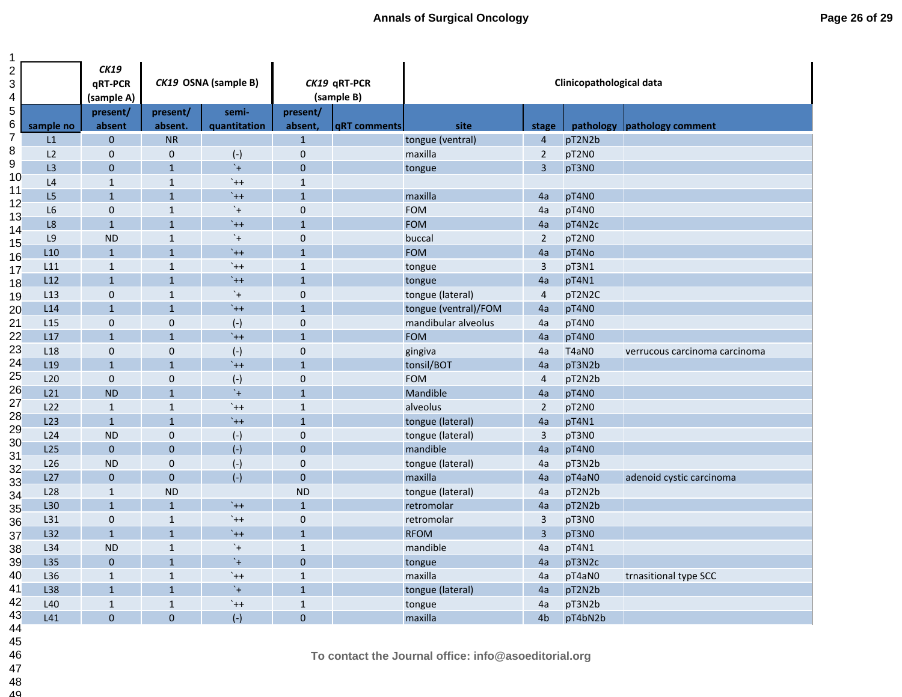| | *CK19* qRT-PCR (sample A) | *CK19* OSNA (sample B) | | *CK19* qRT-PCR (sample B) | | Clinicopathological data | | | |
|---|---|---|---|---|---|---|---|---|---|
| sample no | present/ absent | present/ absent. | semi-quantitation | present/ absent, | qRT comments | site | stage | pathology | pathology comment |
| L1 | 0 | NR | | 1 | | tongue (ventral) | 4 | pT2N2b | |
| L2 | 0 | 0 | (-) | 0 | | maxilla | 2 | pT2N0 | |
| L3 | 0 | 1 | `+ | 0 | | tongue | 3 | pT3N0 | |
| L4 | 1 | 1 | `++ | 1 | | | | | |
| L5 | 1 | 1 | `++ | 1 | | maxilla | 4a | pT4N0 | |
| L6 | 0 | 1 | `+ | 0 | | FOM | 4a | pT4N0 | |
| L8 | 1 | 1 | `++ | 1 | | FOM | 4a | pT4N2c | |
| L9 | ND | 1 | `+ | 0 | | buccal | 2 | pT2N0 | |
| L10 | 1 | 1 | `++ | 1 | | FOM | 4a | pT4No | |
| L11 | 1 | 1 | `++ | 1 | | tongue | 3 | pT3N1 | |
| L12 | 1 | 1 | `++ | 1 | | tongue | 4a | pT4N1 | |
| L13 | 0 | 1 | `+ | 0 | | tongue (lateral) | 4 | pT2N2C | |
| L14 | 1 | 1 | `++ | 1 | | tongue (ventral)/FOM | 4a | pT4N0 | |
| L15 | 0 | 0 | (-) | 0 | | mandibular alveolus | 4a | pT4N0 | |
| L17 | 1 | 1 | `++ | 1 | | FOM | 4a | pT4N0 | |
| L18 | 0 | 0 | (-) | 0 | | gingiva | 4a | T4aN0 | verrucous carcinoma carcinoma |
| L19 | 1 | 1 | `++ | 1 | | tonsil/BOT | 4a | pT3N2b | |
| L20 | 0 | 0 | (-) | 0 | | FOM | 4 | pT2N2b | |
| L21 | ND | 1 | `+ | 1 | | Mandible | 4a | pT4N0 | |
| L22 | 1 | 1 | `++ | 1 | | alveolus | 2 | pT2N0 | |
| L23 | 1 | 1 | `++ | 1 | | tongue (lateral) | 4a | pT4N1 | |
| L24 | ND | 0 | (-) | 0 | | tongue (lateral) | 3 | pT3N0 | |
| L25 | 0 | 0 | (-) | 0 | | mandible | 4a | pT4N0 | |
| L26 | ND | 0 | (-) | 0 | | tongue (lateral) | 4a | pT3N2b | |
| L27 | 0 | 0 | (-) | 0 | | maxilla | 4a | pT4aN0 | adenoid cystic carcinoma |
| L28 | 1 | ND | | ND | | tongue (lateral) | 4a | pT2N2b | |
| L30 | 1 | 1 | `++ | 1 | | retromolar | 4a | pT2N2b | |
| L31 | 0 | 1 | `++ | 0 | | retromolar | 3 | pT3N0 | |
| L32 | 1 | 1 | `++ | 1 | | RFOM | 3 | pT3N0 | |
| L34 | ND | 1 | `+ | 1 | | mandible | 4a | pT4N1 | |
| L35 | 0 | 1 | `+ | 0 | | tongue | 4a | pT3N2c | |
| L36 | 1 | 1 | `++ | 1 | | maxilla | 4a | pT4aN0 | trnasitional type SCC |
| L38 | 1 | 1 | `+ | 1 | | tongue (lateral) | 4a | pT2N2b | |
| L40 | 1 | 1 | `++ | 1 | | tongue | 4a | pT3N2b | |
| L41 | 0 | 0 | (-) | 0 | | maxilla | 4b | pT4bN2b | |

To contact the Journal office: info@asoeditorial.org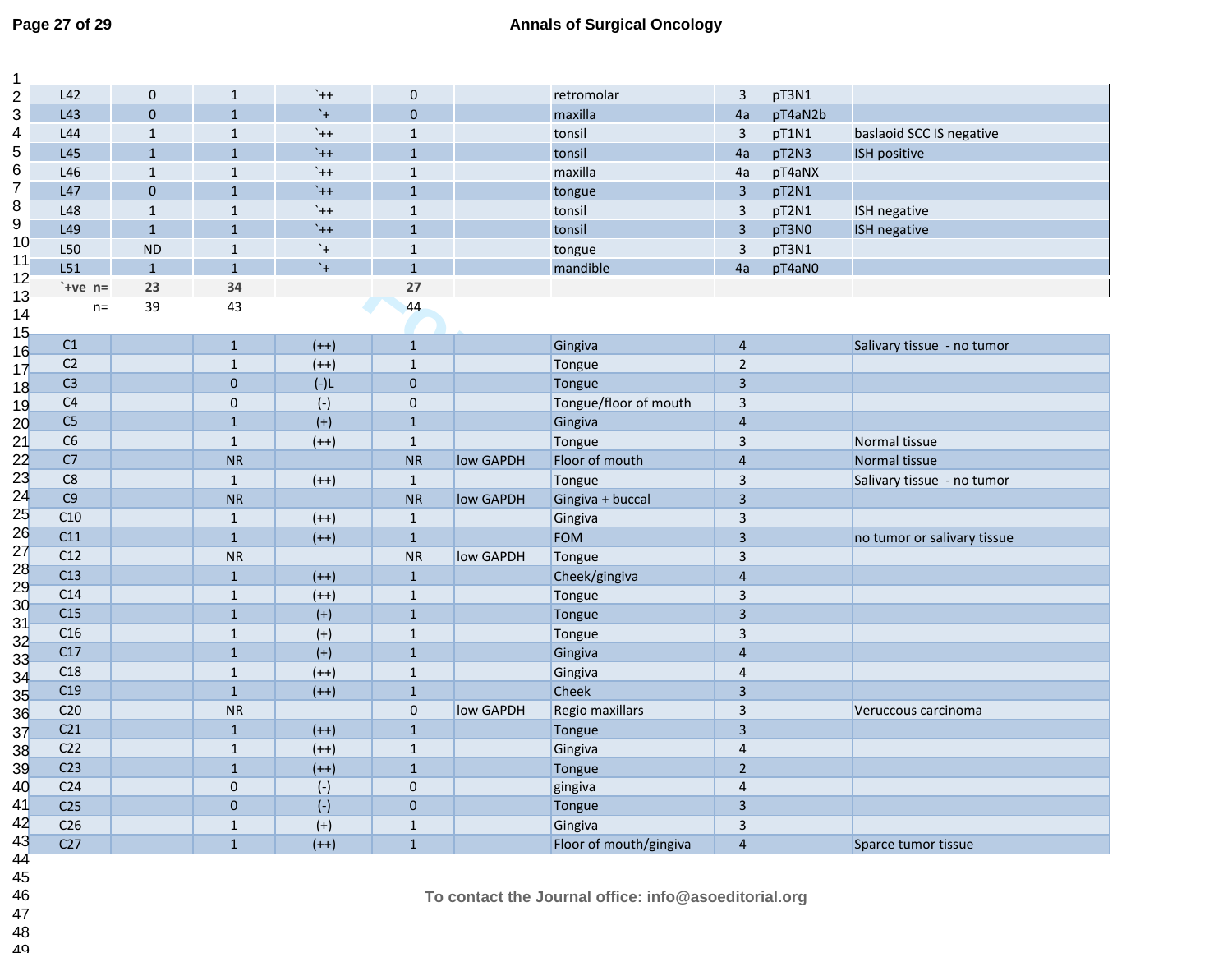| | | | | | | | | | |
|---|---|---|---|---|---|---|---|---|---|
| L42 | 0 | 1 | `++ | 0 | | retromolar | 3 | pT3N1 | |
| L43 | 0 | 1 | `+ | 0 | | maxilla | 4a | pT4aN2b | |
| L44 | 1 | 1 | `++ | 1 | | tonsil | 3 | pT1N1 | baslaoid SCC IS negative |
| L45 | 1 | 1 | `++ | 1 | | tonsil | 4a | pT2N3 | ISH positive |
| L46 | 1 | 1 | `++ | 1 | | maxilla | 4a | pT4aNX | |
| L47 | 0 | 1 | `++ | 1 | | tongue | 3 | pT2N1 | |
| L48 | 1 | 1 | `++ | 1 | | tonsil | 3 | pT2N1 | ISH negative |
| L49 | 1 | 1 | `++ | 1 | | tonsil | 3 | pT3N0 | ISH negative |
| L50 | ND | 1 | `+ | 1 | | tongue | 3 | pT3N1 | |
| L51 | 1 | 1 | `+ | 1 | | mandible | 4a | pT4aN0 | |
| `+ve n= | 23 | 34 | | 27 | | | | | |
| n= | 39 | 43 | | 44 | | | | | |

| | | | | | | | | | |
|---|---|---|---|---|---|---|---|---|---|
| C1 | | 1 | (++) | 1 | | Gingiva | 4 | | Salivary tissue - no tumor |
| C2 | | 1 | (++) | 1 | | Tongue | 2 | | |
| C3 | | 0 | (-)L | 0 | | Tongue | 3 | | |
| C4 | | 0 | (-) | 0 | | Tongue/floor of mouth | 3 | | |
| C5 | | 1 | (+) | 1 | | Gingiva | 4 | | |
| C6 | | 1 | (++) | 1 | | Tongue | 3 | | Normal tissue |
| C7 | | NR | | NR | low GAPDH | Floor of mouth | 4 | | Normal tissue |
| C8 | | 1 | (++) | 1 | | Tongue | 3 | | Salivary tissue - no tumor |
| C9 | | NR | | NR | low GAPDH | Gingiva + buccal | 3 | | |
| C10 | | 1 | (++) | 1 | | Gingiva | 3 | | |
| C11 | | 1 | (++) | 1 | | FOM | 3 | | no tumor or salivary tissue |
| C12 | | NR | | NR | low GAPDH | Tongue | 3 | | |
| C13 | | 1 | (++) | 1 | | Cheek/gingiva | 4 | | |
| C14 | | 1 | (++) | 1 | | Tongue | 3 | | |
| C15 | | 1 | (+) | 1 | | Tongue | 3 | | |
| C16 | | 1 | (+) | 1 | | Tongue | 3 | | |
| C17 | | 1 | (+) | 1 | | Gingiva | 4 | | |
| C18 | | 1 | (++) | 1 | | Gingiva | 4 | | |
| C19 | | 1 | (++) | 1 | | Cheek | 3 | | |
| C20 | | NR | | 0 | low GAPDH | Regio maxillars | 3 | | Veruccous carcinoma |
| C21 | | 1 | (++) | 1 | | Tongue | 3 | | |
| C22 | | 1 | (++) | 1 | | Gingiva | 4 | | |
| C23 | | 1 | (++) | 1 | | Tongue | 2 | | |
| C24 | | 0 | (-) | 0 | | gingiva | 4 | | |
| C25 | | 0 | (-) | 0 | | Tongue | 3 | | |
| C26 | | 1 | (+) | 1 | | Gingiva | 3 | | |
| C27 | | 1 | (++) | 1 | | Floor of mouth/gingiva | 4 | | Sparce tumor tissue |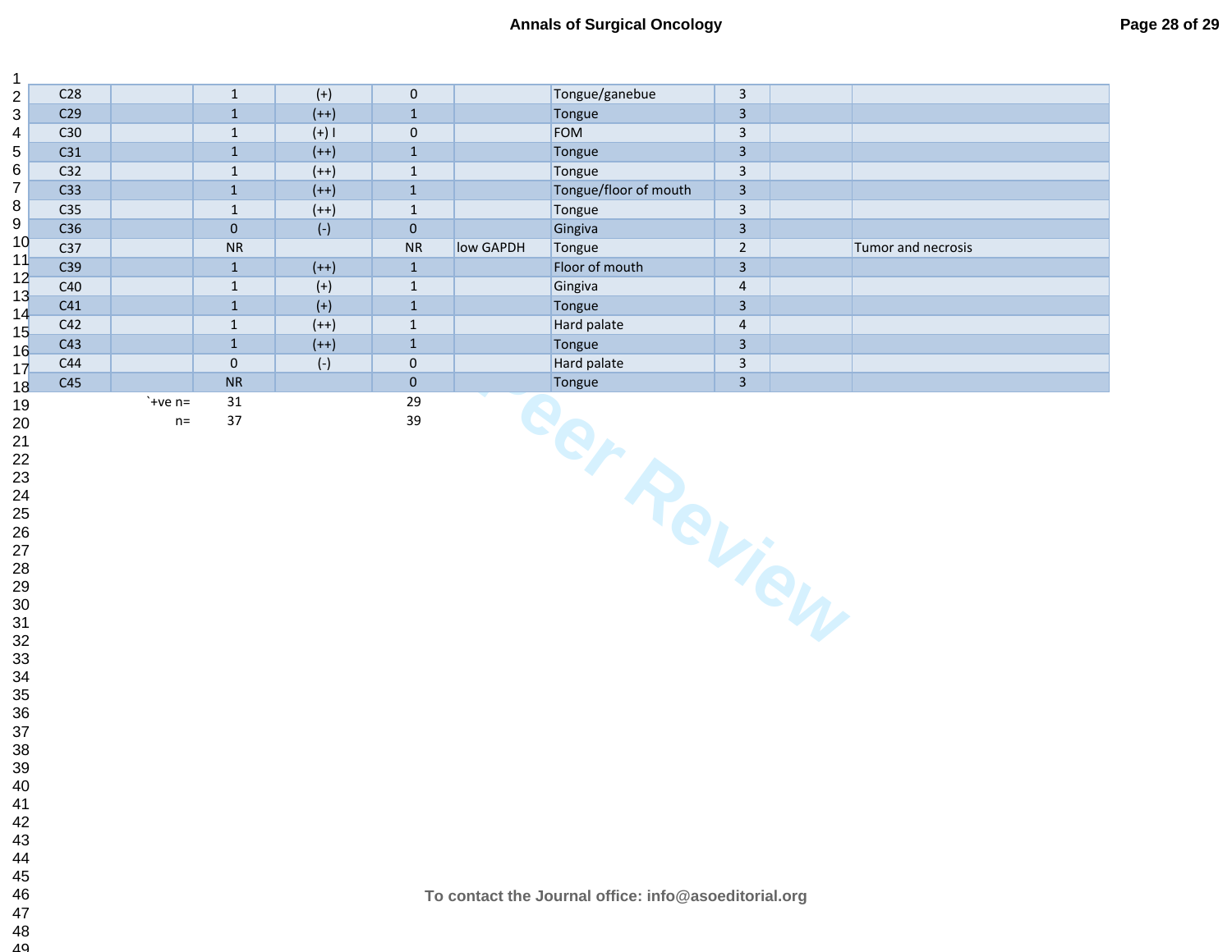| | | | | | | | | | |
|---|---|---|---|---|---|---|---|---|---|
| C28 | | 1 | (+) | 0 | | Tongue/ganebue | 3 | | |
| C29 | | 1 | (++) | 1 | | Tongue | 3 | | |
| C30 | | 1 | (+) I | 0 | | FOM | 3 | | |
| C31 | | 1 | (++) | 1 | | Tongue | 3 | | |
| C32 | | 1 | (++) | 1 | | Tongue | 3 | | |
| C33 | | 1 | (++) | 1 | | Tongue/floor of mouth | 3 | | |
| C35 | | 1 | (++) | 1 | | Tongue | 3 | | |
| C36 | | 0 | (-) | 0 | | Gingiva | 3 | | |
| C37 | | NR | | NR | low GAPDH | Tongue | 2 | | Tumor and necrosis |
| C39 | | 1 | (++) | 1 | | Floor of mouth | 3 | | |
| C40 | | 1 | (+) | 1 | | Gingiva | 4 | | |
| C41 | | 1 | (+) | 1 | | Tongue | 3 | | |
| C42 | | 1 | (++) | 1 | | Hard palate | 4 | | |
| C43 | | 1 | (++) | 1 | | Tongue | 3 | | |
| C44 | | 0 | (-) | 0 | | Hard palate | 3 | | |
| C45 | | NR | | 0 | | Tongue | 3 | | |
| | `+ve n= | 31 | | 29 | | | | | |
| | n= | 37 | | 39 | | | | | |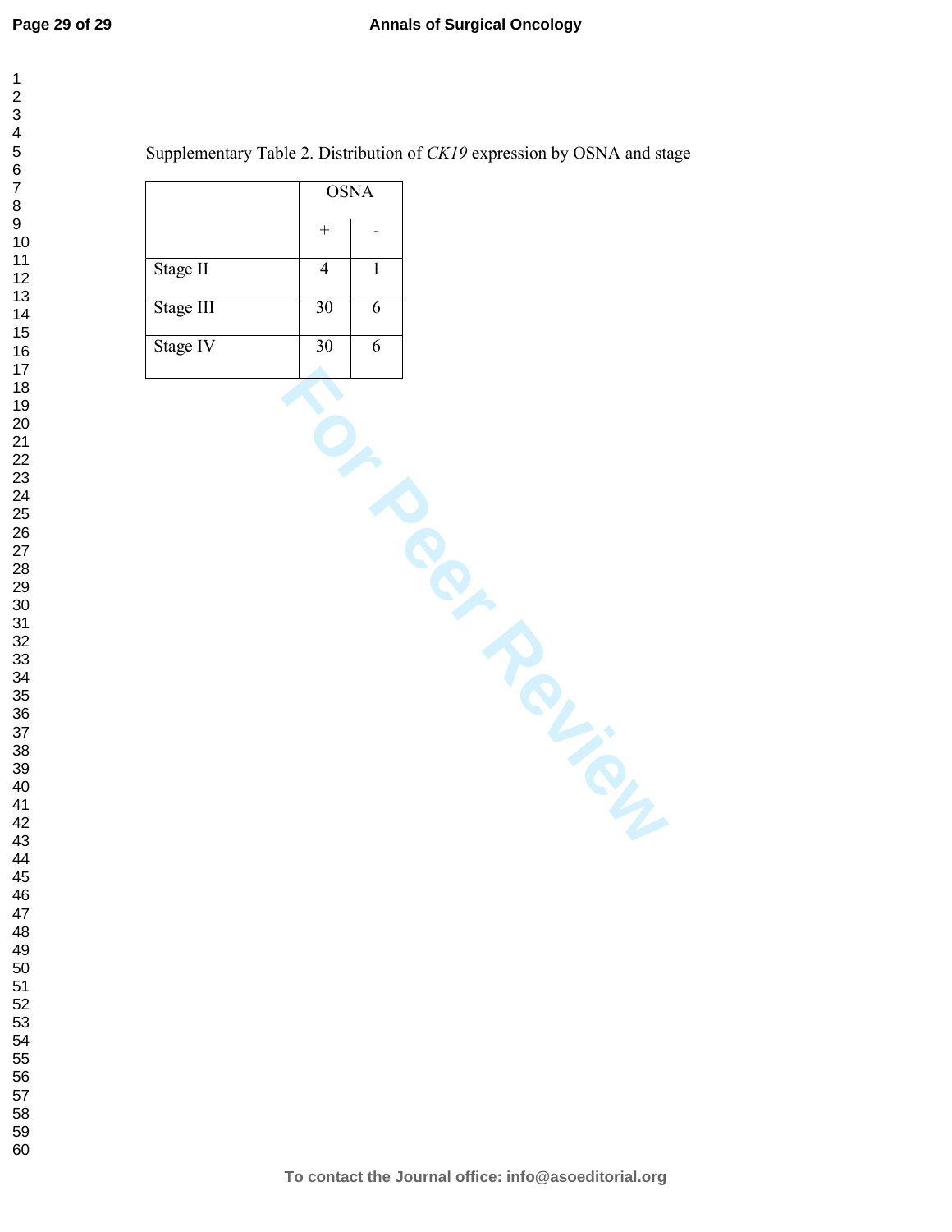Supplementary Table 2. Distribution of *CK19* expression by OSNA and stage

| | OSNA | |
|---|---|---|
| | + | - |
| Stage II | 4 | 1 |
| Stage III | 30 | 6 |
| Stage IV | 30 | 6 |